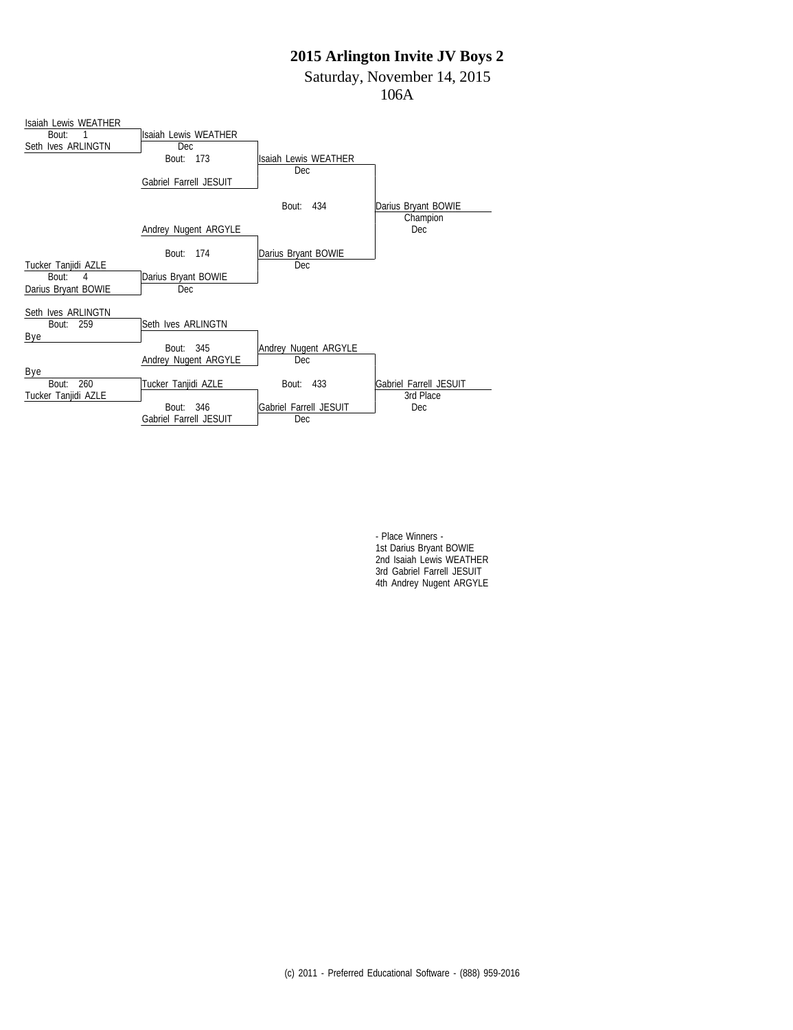# 2015 Arlington Invite JV Boys 2

Saturday, November 14, 2015

106A

Isaiah Lewis WEATHER
Bout: 1
Seth Ives ARLINGTN

Isaiah Lewis WEATHER
Dec
Bout: 173
Gabriel Farrell JESUIT

Isaiah Lewis WEATHER
Dec

Bout: 434

Darius Bryant BOWIE
Champion
Dec

Andrey Nugent ARGYLE
Bout: 174

Darius Bryant BOWIE
Dec

Tucker Tanjidi AZLE
Bout: 4
Darius Bryant BOWIE

Darius Bryant BOWIE
Dec

Seth Ives ARLINGTN
Bout: 259
Bye

Seth Ives ARLINGTN

Bout: 345
Andrey Nugent ARGYLE

Andrey Nugent ARGYLE
Dec

Bye
Bout: 260
Tucker Tanjidi AZLE

Tucker Tanjidi AZLE

Bout: 433

Gabriel Farrell JESUIT
3rd Place
Dec

Bout: 346
Gabriel Farrell JESUIT

Gabriel Farrell JESUIT
Dec

- Place Winners -
1st Darius Bryant BOWIE
2nd Isaiah Lewis WEATHER
3rd Gabriel Farrell JESUIT
4th Andrey Nugent ARGYLE

(c) 2011 - Preferred Educational Software - (888) 959-2016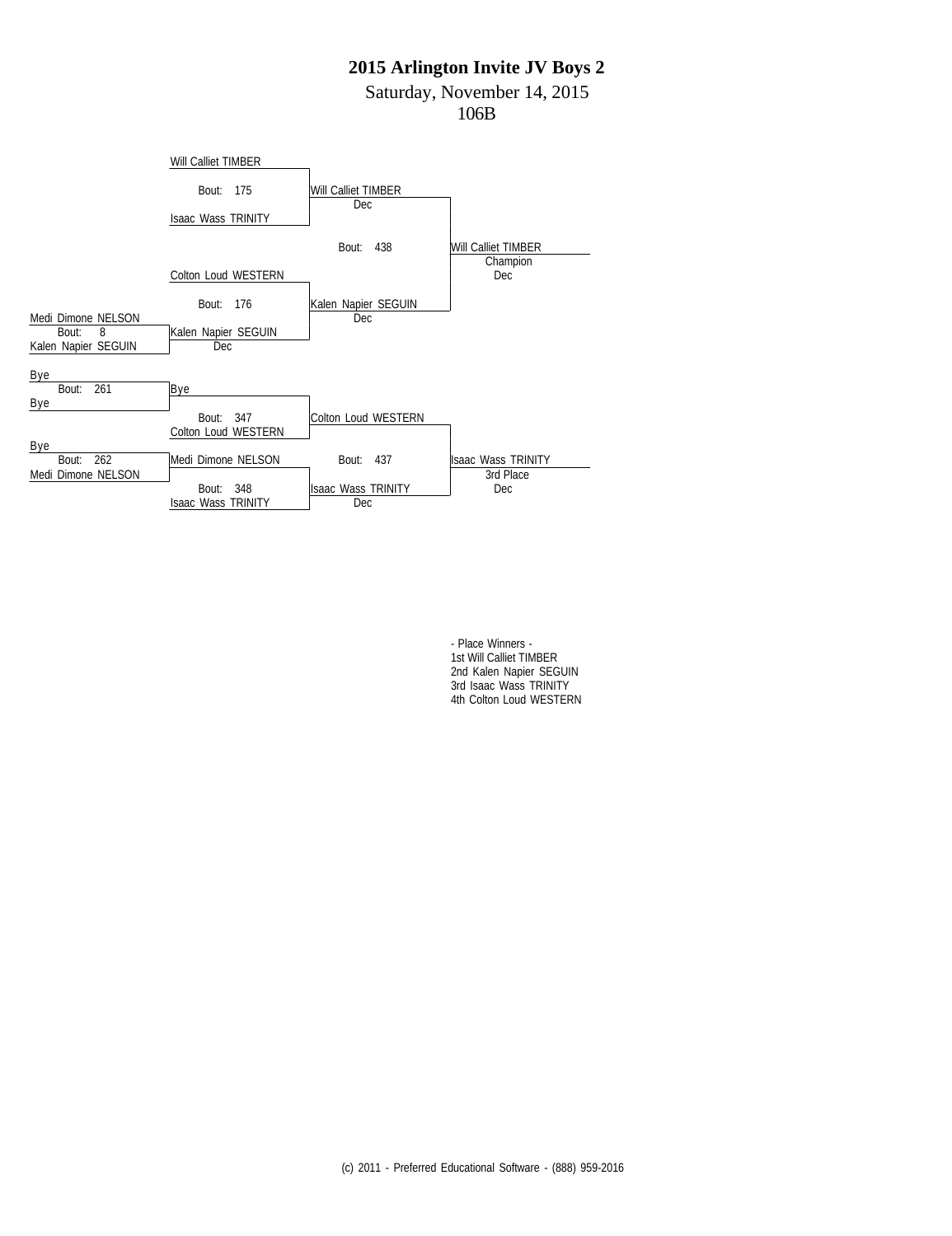# 2015 Arlington Invite JV Boys 2

Saturday, November 14, 2015

106B

Will Calliet TIMBER

Bout: 175

Isaac Wass TRINITY

Will Calliet TIMBER

Dec

Bout: 438

Will Calliet TIMBER

Champion

Dec

Colton Loud WESTERN

Bout: 176

Kalen Napier SEGUIN

Dec

Medi Dimone NELSON

Bout: 8

Kalen Napier SEGUIN

Kalen Napier SEGUIN

Dec

Bye

Bout: 261

Bye

Bye

Bout: 347

Colton Loud WESTERN

Colton Loud WESTERN

Bye

Bout: 262

Medi Dimone NELSON

Medi Dimone NELSON

Bout: 437

Isaac Wass TRINITY

3rd Place

Dec

Bout: 348

Isaac Wass TRINITY

Isaac Wass TRINITY

Dec

- Place Winners -
1st Will Calliet TIMBER
2nd Kalen Napier SEGUIN
3rd Isaac Wass TRINITY
4th Colton Loud WESTERN

(c) 2011 - Preferred Educational Software - (888) 959-2016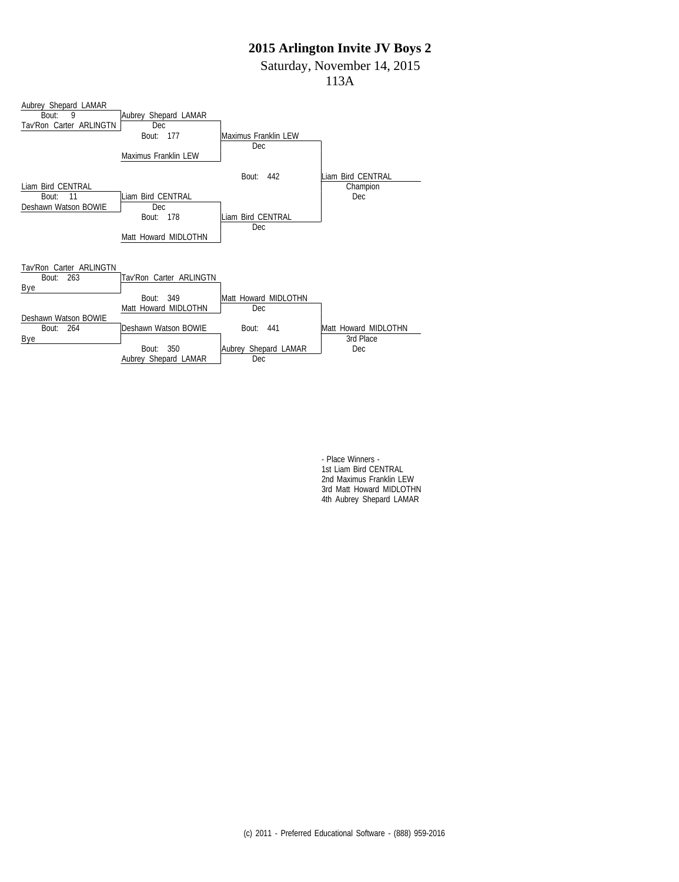# 2015 Arlington Invite JV Boys 2

Saturday, November 14, 2015

113A

Aubrey Shepard LAMAR
Bout: 9
Tav'Ron Carter ARLINGTN

Aubrey Shepard LAMAR
Dec
Bout: 177
Maximus Franklin LEW

Maximus Franklin LEW
Dec

Bout: 442

Liam Bird CENTRAL
Champion
Dec

Liam Bird CENTRAL
Bout: 11
Deshawn Watson BOWIE

Liam Bird CENTRAL
Dec
Bout: 178
Matt Howard MIDLOTHN

Liam Bird CENTRAL
Dec

Tav'Ron Carter ARLINGTN
Bout: 263
Bye

Tav'Ron Carter ARLINGTN
Bout: 349
Matt Howard MIDLOTHN

Matt Howard MIDLOTHN
Dec

Deshawn Watson BOWIE
Bout: 264
Bye

Deshawn Watson BOWIE
Bout: 350
Aubrey Shepard LAMAR

Bout: 441

Aubrey Shepard LAMAR
Dec

Matt Howard MIDLOTHN
3rd Place
Dec

- Place Winners -
1st Liam Bird CENTRAL
2nd Maximus Franklin LEW
3rd Matt Howard MIDLOTHN
4th Aubrey Shepard LAMAR

(c) 2011 - Preferred Educational Software - (888) 959-2016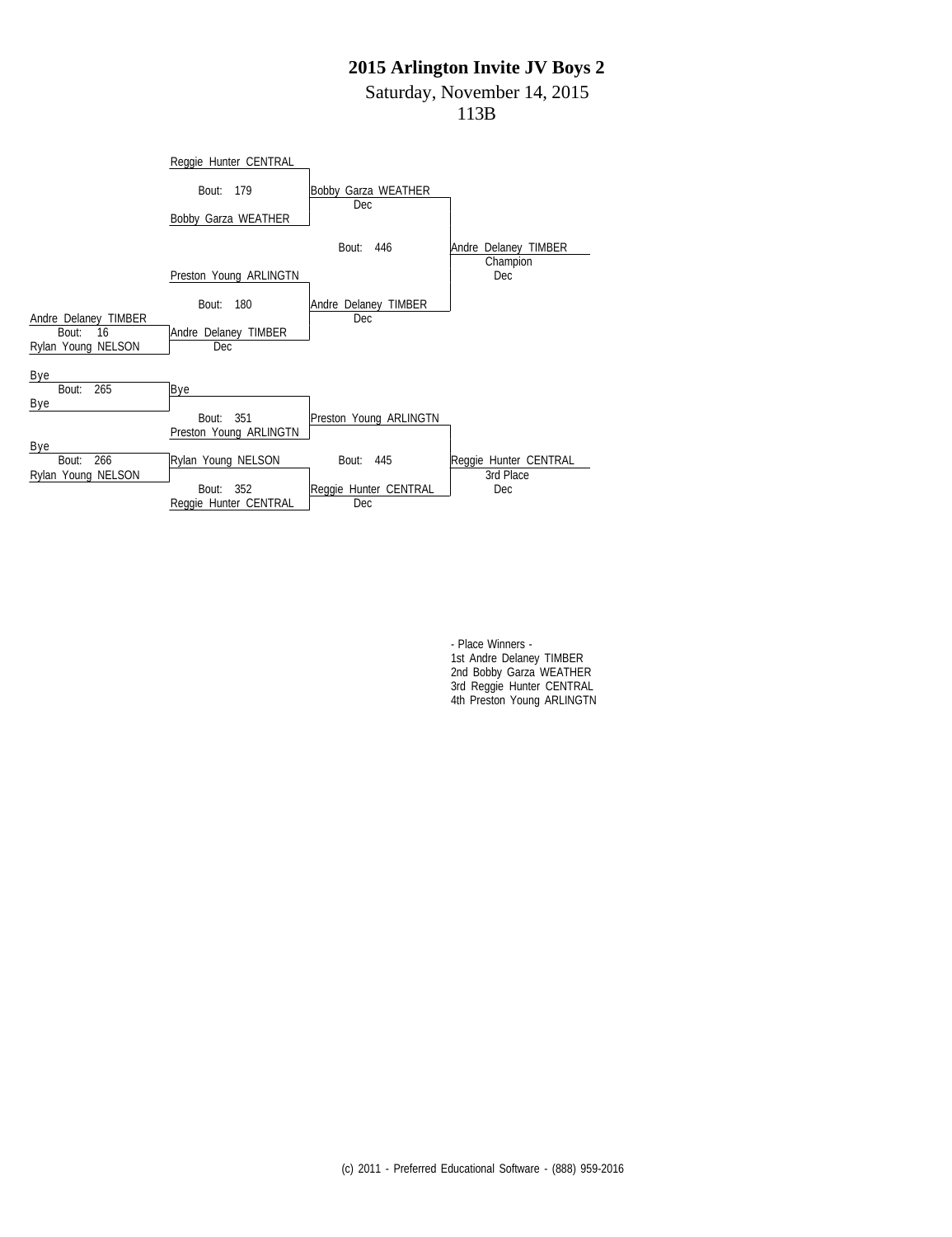# 2015 Arlington Invite JV Boys 2

Saturday, November 14, 2015

113B

Reggie Hunter CENTRAL
Bout: 179
Bobby Garza WEATHER

Bobby Garza WEATHER
Dec

Bout: 446

Andre Delaney TIMBER
Champion
Dec

Preston Young ARLINGTN
Bout: 180
Andre Delaney TIMBER
Dec

Andre Delaney TIMBER
Dec

Andre Delaney TIMBER
Bout: 16
Rylan Young NELSON

Bye
Bout: 265
Bye

Bye

Bout: 351
Preston Young ARLINGTN

Preston Young ARLINGTN

Bye
Bout: 266
Rylan Young NELSON

Rylan Young NELSON

Bout: 445

Reggie Hunter CENTRAL
3rd Place
Dec

Bout: 352
Reggie Hunter CENTRAL

Reggie Hunter CENTRAL
Dec

- Place Winners -
1st Andre Delaney TIMBER
2nd Bobby Garza WEATHER
3rd Reggie Hunter CENTRAL
4th Preston Young ARLINGTN

(c) 2011 - Preferred Educational Software - (888) 959-2016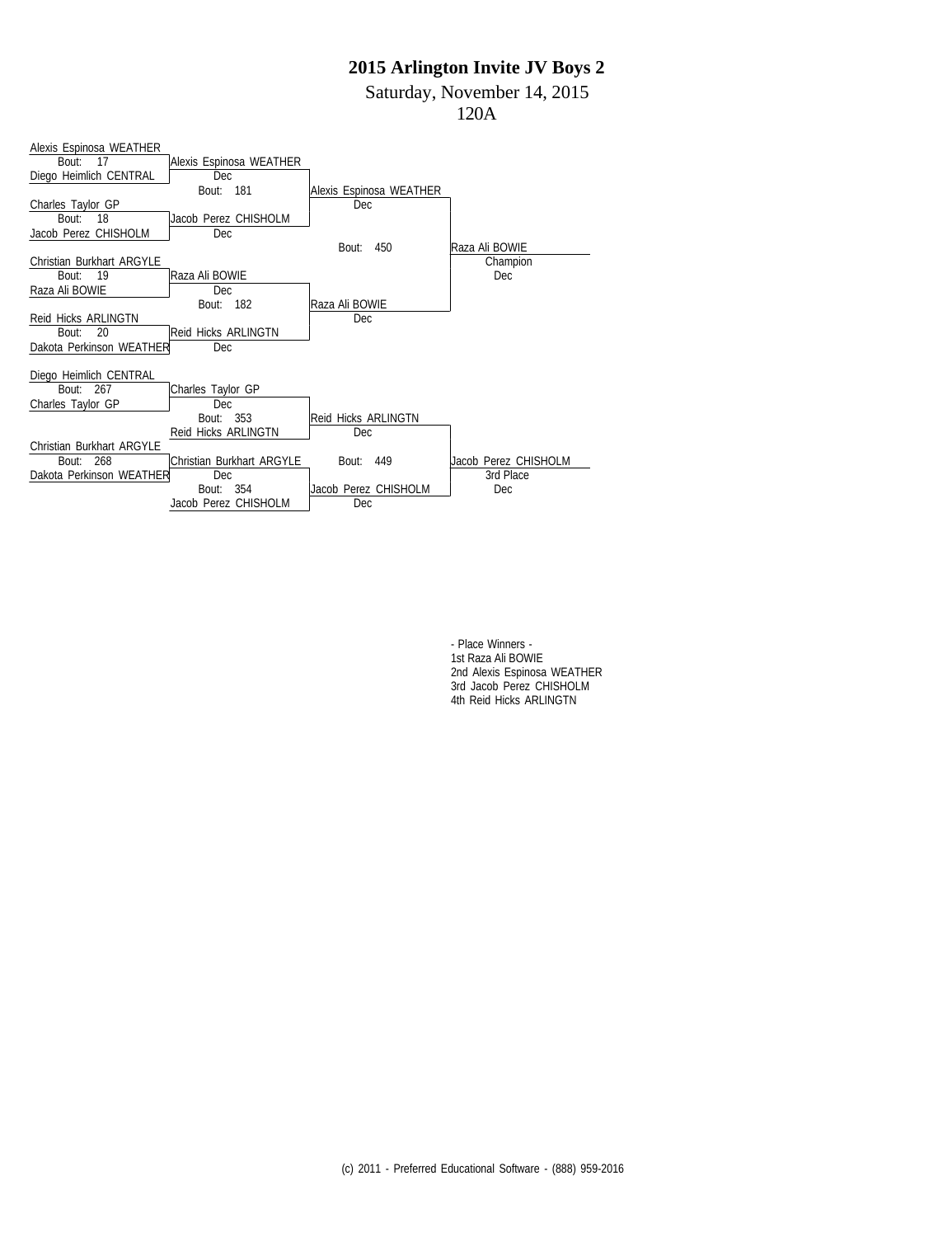# 2015 Arlington Invite JV Boys 2

Saturday, November 14, 2015

120A

Alexis Espinosa WEATHER
Bout: 17
Diego Heimlich CENTRAL

Alexis Espinosa WEATHER
Dec
Bout: 181

Charles Taylor GP
Bout: 18
Jacob Perez CHISHOLM

Jacob Perez CHISHOLM
Dec

Alexis Espinosa WEATHER
Dec
Bout: 450

Christian Burkhart ARGYLE
Bout: 19
Raza Ali BOWIE

Raza Ali BOWIE
Dec
Bout: 182

Reid Hicks ARLINGTN
Bout: 20
Dakota Perkinson WEATHER

Reid Hicks ARLINGTN
Dec

Raza Ali BOWIE
Dec

Raza Ali BOWIE
Champion
Dec

Diego Heimlich CENTRAL
Bout: 267
Charles Taylor GP

Charles Taylor GP
Dec
Bout: 353
Reid Hicks ARLINGTN

Reid Hicks ARLINGTN
Dec
Bout: 449

Christian Burkhart ARGYLE
Bout: 268
Dakota Perkinson WEATHER

Christian Burkhart ARGYLE
Dec
Bout: 354
Jacob Perez CHISHOLM

Jacob Perez CHISHOLM
Dec

Jacob Perez CHISHOLM
3rd Place
Dec

- Place Winners -
1st Raza Ali BOWIE
2nd Alexis Espinosa WEATHER
3rd Jacob Perez CHISHOLM
4th Reid Hicks ARLINGTN

(c) 2011 - Preferred Educational Software - (888) 959-2016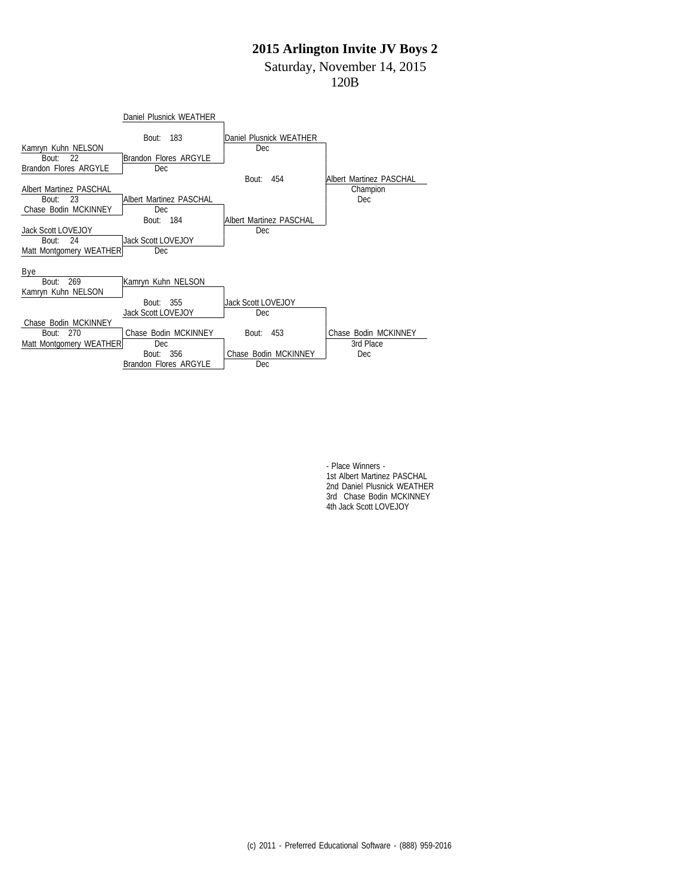# 2015 Arlington Invite JV Boys 2

Saturday, November 14, 2015

120B

Daniel Plusnick WEATHER

Bout: 183

Daniel Plusnick WEATHER

Dec

Kamryn Kuhn NELSON

Bout: 22

Brandon Flores ARGYLE

Brandon Flores ARGYLE

Dec

Bout: 454

Albert Martinez PASCHAL

Champion

Dec

Albert Martinez PASCHAL

Bout: 23

Chase Bodin MCKINNEY

Albert Martinez PASCHAL

Dec

Bout: 184

Albert Martinez PASCHAL

Dec

Jack Scott LOVEJOY

Bout: 24

Matt Montgomery WEATHER

Jack Scott LOVEJOY

Dec

Bye

Bout: 269

Kamryn Kuhn NELSON

Kamryn Kuhn NELSON

Bout: 355

Jack Scott LOVEJOY

Jack Scott LOVEJOY

Dec

Chase Bodin MCKINNEY

Bout: 270

Matt Montgomery WEATHER

Chase Bodin MCKINNEY

Dec

Bout: 453

Chase Bodin MCKINNEY

3rd Place

Dec

Bout: 356

Brandon Flores ARGYLE

Chase Bodin MCKINNEY

Dec

- Place Winners -

1st Albert Martinez PASCHAL

2nd Daniel Plusnick WEATHER

3rd Chase Bodin MCKINNEY

4th Jack Scott LOVEJOY

(c) 2011 - Preferred Educational Software - (888) 959-2016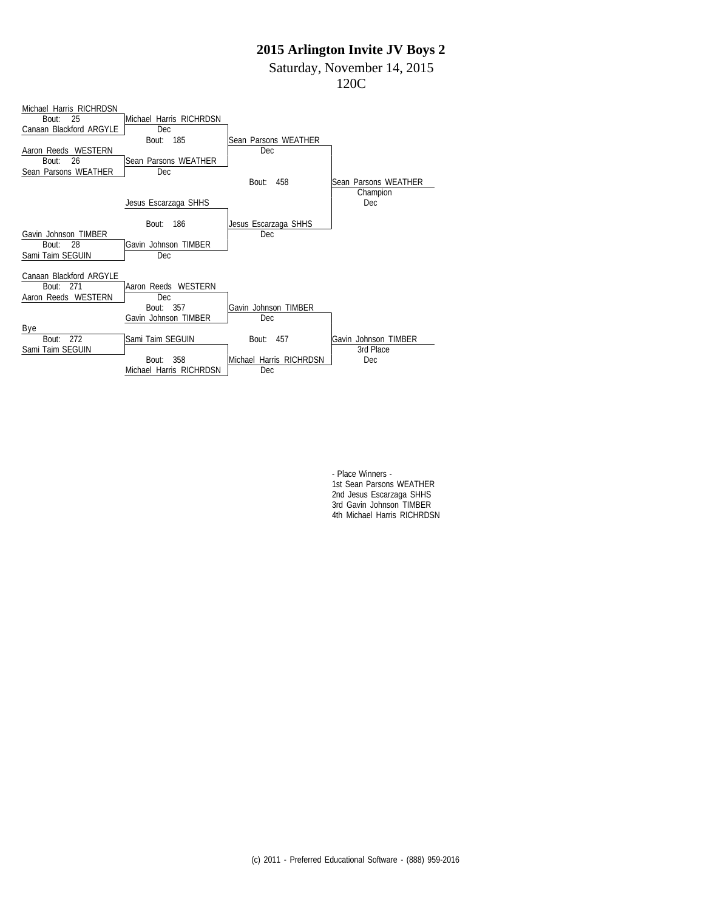# 2015 Arlington Invite JV Boys 2

Saturday, November 14, 2015

120C

Michael Harris RICHRDSN
Bout: 25
Canaan Blackford ARGYLE

Michael Harris RICHRDSN
Dec
Bout: 185

Aaron Reeds WESTERN
Bout: 26
Sean Parsons WEATHER

Sean Parsons WEATHER
Dec

Sean Parsons WEATHER
Dec
Bout: 458

Sean Parsons WEATHER
Champion
Dec

Jesus Escarzaga SHHS
Bout: 186

Jesus Escarzaga SHHS
Dec

Gavin Johnson TIMBER
Bout: 28
Sami Taim SEGUIN

Gavin Johnson TIMBER
Dec

Canaan Blackford ARGYLE
Bout: 271
Aaron Reeds WESTERN

Aaron Reeds WESTERN
Dec
Bout: 357
Gavin Johnson TIMBER

Gavin Johnson TIMBER
Dec

Bye
Bout: 272
Sami Taim SEGUIN

Sami Taim SEGUIN
Bout: 358
Michael Harris RICHRDSN

Bout: 457
Michael Harris RICHRDSN
Dec

Gavin Johnson TIMBER
3rd Place
Dec

- Place Winners -
1st Sean Parsons WEATHER
2nd Jesus Escarzaga SHHS
3rd Gavin Johnson TIMBER
4th Michael Harris RICHRDSN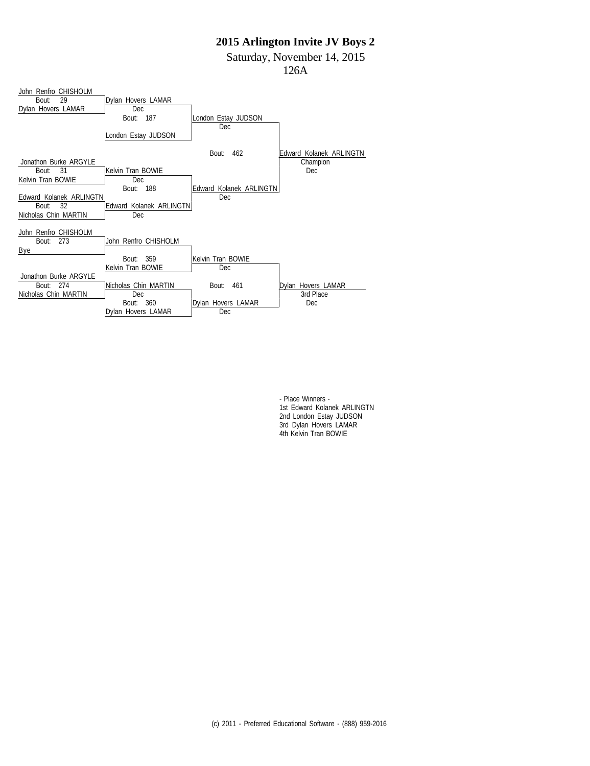# 2015 Arlington Invite JV Boys 2

Saturday, November 14, 2015

126A

John Renfro CHISHOLM
Bout: 29
Dylan Hovers LAMAR

Dylan Hovers LAMAR
Dec
Bout: 187

London Estay JUDSON

London Estay JUDSON
Dec

Bout: 462

Edward Kolanek ARLINGTN
Champion
Dec

Jonathon Burke ARGYLE
Bout: 31
Kelvin Tran BOWIE

Kelvin Tran BOWIE
Dec
Bout: 188

Edward Kolanek ARLINGTN
Dec

Edward Kolanek ARLINGTN
Bout: 32
Nicholas Chin MARTIN

Edward Kolanek ARLINGTN
Dec

John Renfro CHISHOLM
Bout: 273
Bye

John Renfro CHISHOLM

Bout: 359
Kelvin Tran BOWIE

Kelvin Tran BOWIE
Dec

Jonathon Burke ARGYLE
Bout: 274
Nicholas Chin MARTIN

Nicholas Chin MARTIN
Dec
Bout: 360
Dylan Hovers LAMAR

Bout: 461

Dylan Hovers LAMAR
Dec

Dylan Hovers LAMAR
3rd Place
Dec

- Place Winners -
1st Edward Kolanek ARLINGTN
2nd London Estay JUDSON
3rd Dylan Hovers LAMAR
4th Kelvin Tran BOWIE

(c) 2011 - Preferred Educational Software - (888) 959-2016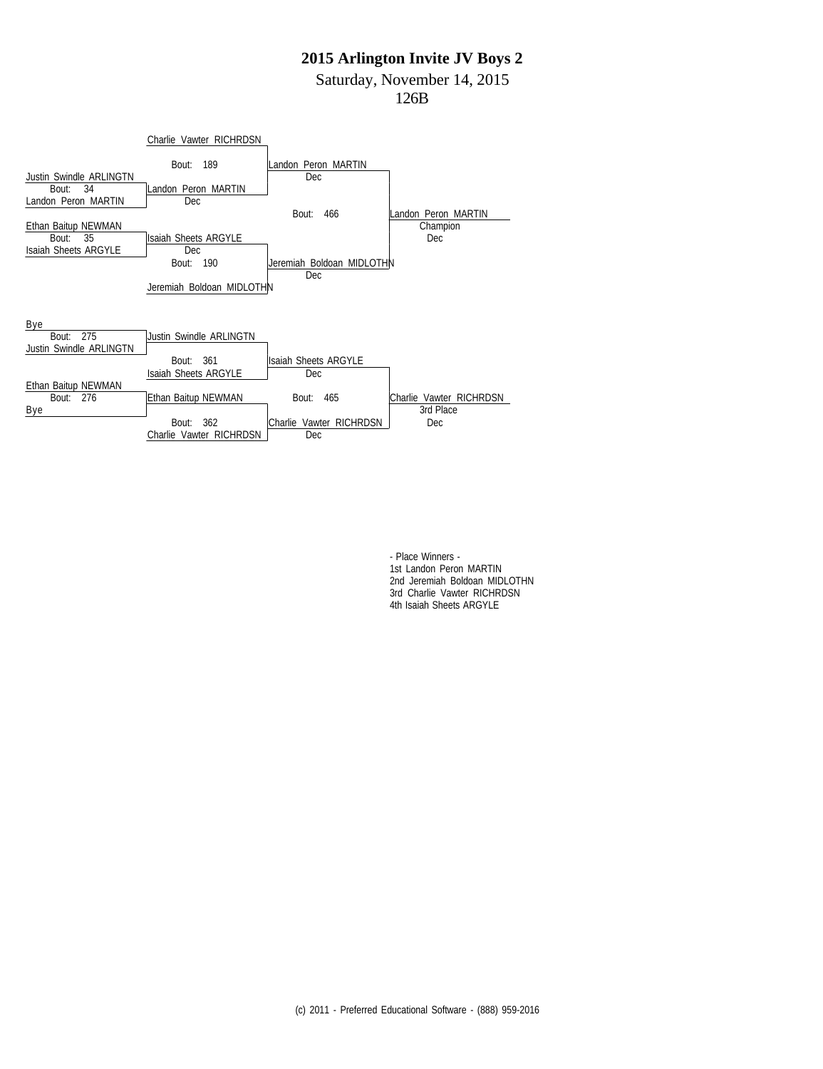# 2015 Arlington Invite JV Boys 2

Saturday, November 14, 2015

126B

Charlie Vawter RICHRDSN

Bout: 189

Landon Peron MARTIN
Dec

Justin Swindle ARLINGTN
Bout: 34
Landon Peron MARTIN

Landon Peron MARTIN
Dec

Bout: 466

Landon Peron MARTIN
Champion
Dec

Ethan Baitup NEWMAN
Bout: 35
Isaiah Sheets ARGYLE

Isaiah Sheets ARGYLE
Dec
Bout: 190

Jeremiah Boldoan MIDLOTHN
Dec

Jeremiah Boldoan MIDLOTHN

Bye
Bout: 275
Justin Swindle ARLINGTN

Justin Swindle ARLINGTN

Bout: 361
Isaiah Sheets ARGYLE

Isaiah Sheets ARGYLE
Dec

Ethan Baitup NEWMAN
Bout: 276
Bye

Ethan Baitup NEWMAN

Bout: 465

Charlie Vawter RICHRDSN
3rd Place
Dec

Bout: 362
Charlie Vawter RICHRDSN

Charlie Vawter RICHRDSN
Dec

- Place Winners -
1st Landon Peron MARTIN
2nd Jeremiah Boldoan MIDLOTHN
3rd Charlie Vawter RICHRDSN
4th Isaiah Sheets ARGYLE

(c) 2011 - Preferred Educational Software - (888) 959-2016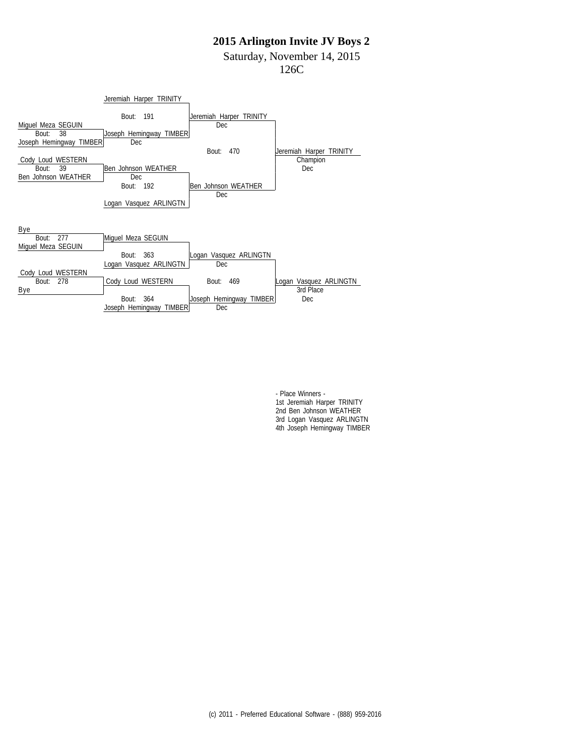# 2015 Arlington Invite JV Boys 2

Saturday, November 14, 2015

126C

Jeremiah Harper TRINITY

Bout: 191

Jeremiah Harper TRINITY

Dec

Miguel Meza SEGUIN

Bout: 38

Joseph Hemingway TIMBER

Joseph Hemingway TIMBER

Dec

Bout: 470

Jeremiah Harper TRINITY

Champion

Dec

Cody Loud WESTERN

Bout: 39

Ben Johnson WEATHER

Ben Johnson WEATHER

Dec

Bout: 192

Ben Johnson WEATHER

Dec

Logan Vasquez ARLINGTN

Bye

Bout: 277

Miguel Meza SEGUIN

Miguel Meza SEGUIN

Bout: 363

Logan Vasquez ARLINGTN

Logan Vasquez ARLINGTN

Dec

Cody Loud WESTERN

Bout: 278

Cody Loud WESTERN

Bout: 469

Logan Vasquez ARLINGTN

3rd Place

Bye

Bout: 364

Joseph Hemingway TIMBER

Dec

Joseph Hemingway TIMBER

Dec

- Place Winners -

1st Jeremiah Harper TRINITY

2nd Ben Johnson WEATHER

3rd Logan Vasquez ARLINGTN

4th Joseph Hemingway TIMBER

(c) 2011 - Preferred Educational Software - (888) 959-2016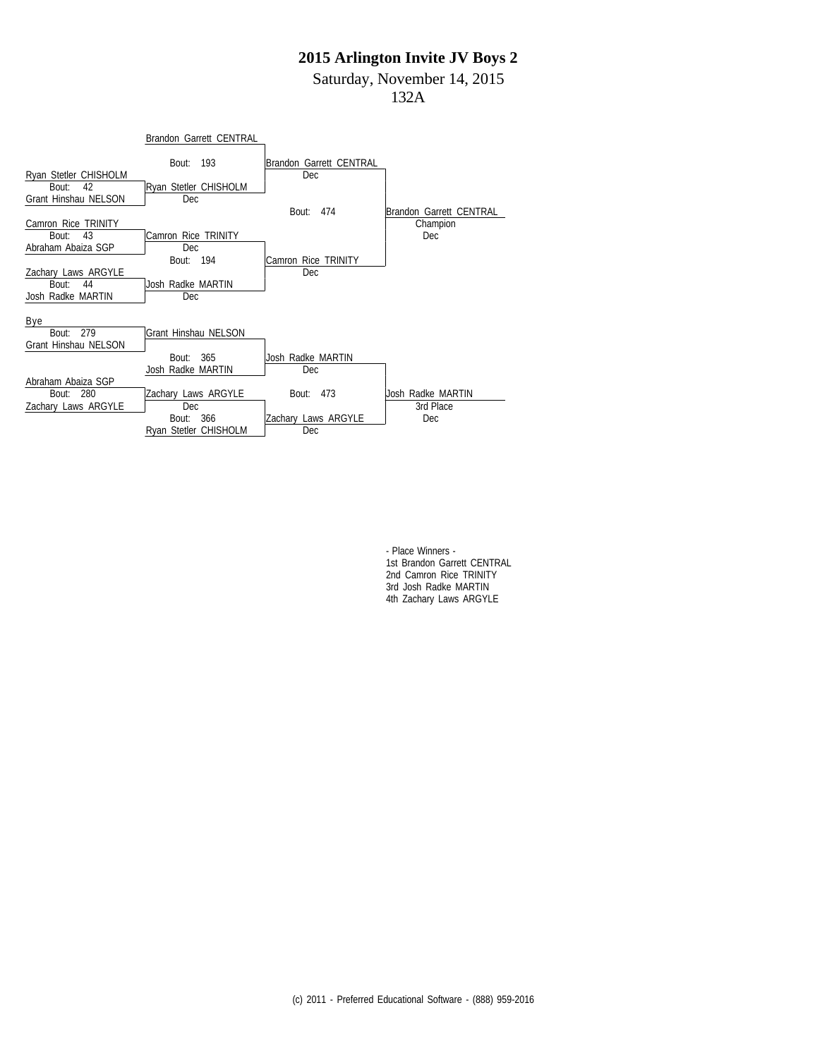# 2015 Arlington Invite JV Boys 2

Saturday, November 14, 2015

132A

Brandon Garrett CENTRAL

Bout: 193

Ryan Stetler CHISHOLM

Bout: 42

Grant Hinshau NELSON

Ryan Stetler CHISHOLM

Dec

Brandon Garrett CENTRAL

Dec

Bout: 474

Camron Rice TRINITY

Bout: 43

Abraham Abaiza SGP

Camron Rice TRINITY

Dec

Bout: 194

Zachary Laws ARGYLE

Bout: 44

Josh Radke MARTIN

Josh Radke MARTIN

Dec

Camron Rice TRINITY

Dec

Brandon Garrett CENTRAL

Champion

Dec

Bye

Bout: 279

Grant Hinshau NELSON

Grant Hinshau NELSON

Bout: 365

Josh Radke MARTIN

Josh Radke MARTIN

Dec

Abraham Abaiza SGP

Bout: 280

Zachary Laws ARGYLE

Zachary Laws ARGYLE

Dec

Bout: 366

Ryan Stetler CHISHOLM

Bout: 473

Zachary Laws ARGYLE

Dec

Josh Radke MARTIN

3rd Place

Dec

- Place Winners -

1st Brandon Garrett CENTRAL

2nd Camron Rice TRINITY

3rd Josh Radke MARTIN

4th Zachary Laws ARGYLE

(c) 2011 - Preferred Educational Software - (888) 959-2016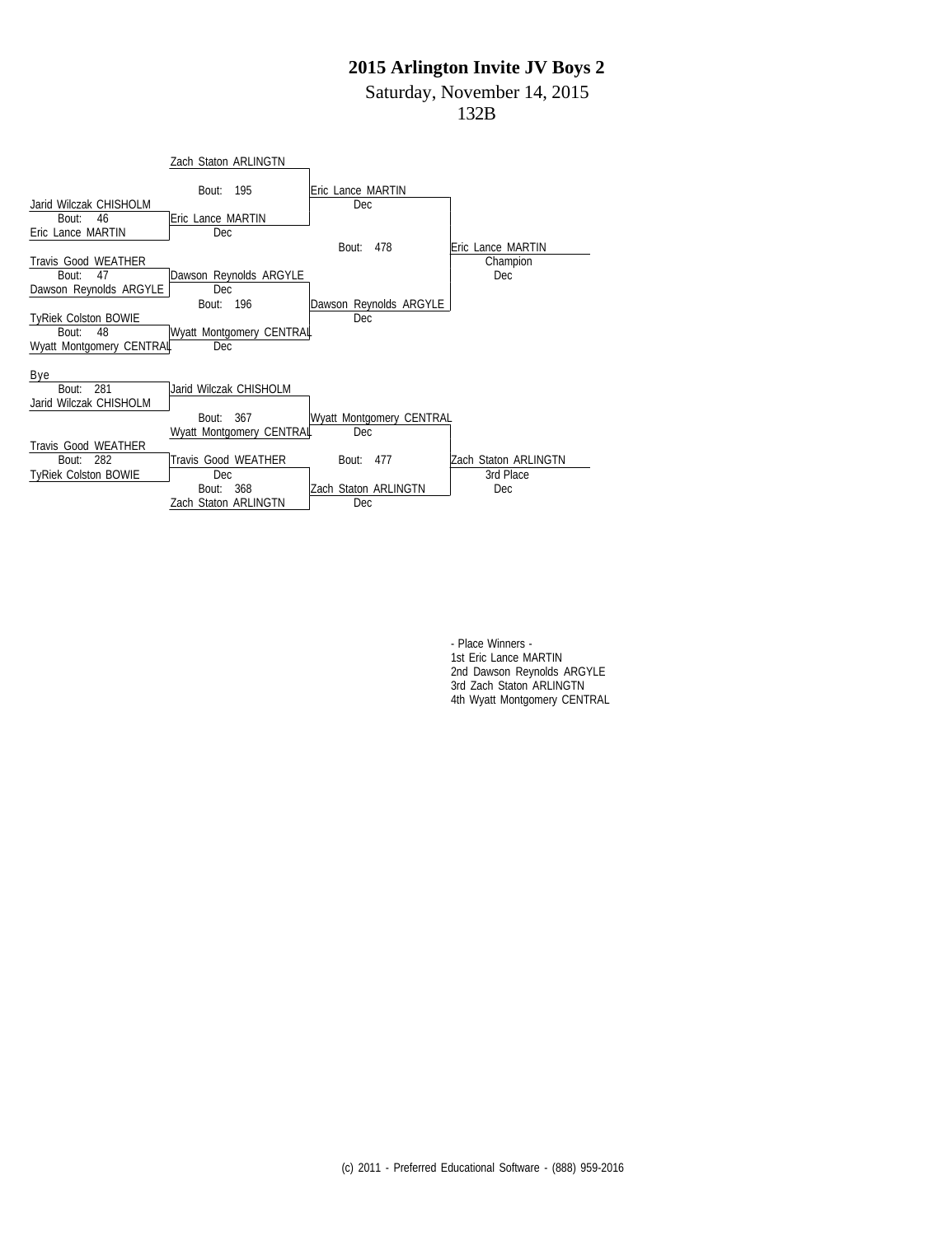# 2015 Arlington Invite JV Boys 2

Saturday, November 14, 2015

132B

Zach Staton ARLINGTN

Bout: 195

Eric Lance MARTIN
Dec

Jarid Wilczak CHISHOLM
Bout: 46
Eric Lance MARTIN

Eric Lance MARTIN
Dec

Bout: 478

Eric Lance MARTIN
Champion
Dec

Travis Good WEATHER
Bout: 47
Dawson Reynolds ARGYLE

Dawson Reynolds ARGYLE
Dec
Bout: 196

Dawson Reynolds ARGYLE
Dec

TyRiek Colston BOWIE
Bout: 48
Wyatt Montgomery CENTRAL

Wyatt Montgomery CENTRAL
Dec

Bye
Bout: 281
Jarid Wilczak CHISHOLM

Jarid Wilczak CHISHOLM

Bout: 367
Wyatt Montgomery CENTRAL

Wyatt Montgomery CENTRAL
Dec

Travis Good WEATHER
Bout: 282
TyRiek Colston BOWIE

Travis Good WEATHER
Dec
Bout: 368
Zach Staton ARLINGTN

Bout: 477

Zach Staton ARLINGTN
Dec

Zach Staton ARLINGTN
3rd Place
Dec

- Place Winners -
1st Eric Lance MARTIN
2nd Dawson Reynolds ARGYLE
3rd Zach Staton ARLINGTN
4th Wyatt Montgomery CENTRAL

(c) 2011 - Preferred Educational Software - (888) 959-2016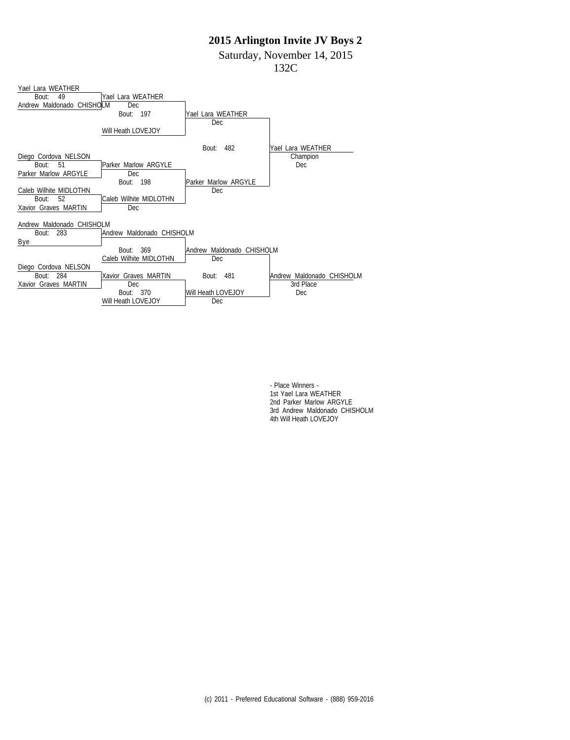# 2015 Arlington Invite JV Boys 2

Saturday, November 14, 2015

132C

## Championship Bracket

| Round 1 | Quarterfinals | Semifinals | Final |
|---|---|---|---|
| Yael Lara WEATHER | | | |
| Bout: 49 | Yael Lara WEATHER | | |
| Andrew Maldonado CHISHOLM | Dec | | |
| | Bout: 197 | Yael Lara WEATHER | |
| | | Dec | |
| | Will Heath LOVEJOY | | |
| | | Bout: 482 | Yael Lara WEATHER |
| Diego Cordova NELSON | | | Champion |
| Bout: 51 | Parker Marlow ARGYLE | | Dec |
| Parker Marlow ARGYLE | Dec | | |
| | Bout: 198 | Parker Marlow ARGYLE | |
| Caleb Wilhite MIDLOTHN | | Dec | |
| Bout: 52 | Caleb Wilhite MIDLOTHN | | |
| Xavior Graves MARTIN | Dec | | |

## Consolation Bracket

| Round 1 | Round 2 | Semifinals | 3rd Place |
|---|---|---|---|
| Andrew Maldonado CHISHOLM | | | |
| Bout: 283 | Andrew Maldonado CHISHOLM | | |
| Bye | | | |
| | Bout: 369 | Andrew Maldonado CHISHOLM | |
| | Caleb Wilhite MIDLOTHN | Dec | |
| Diego Cordova NELSON | | | |
| Bout: 284 | Xavior Graves MARTIN | Bout: 481 | Andrew Maldonado CHISHOLM |
| Xavior Graves MARTIN | Dec | | 3rd Place |
| | Bout: 370 | Will Heath LOVEJOY | Dec |
| | Will Heath LOVEJOY | Dec | |

- Place Winners -

1st Yael Lara WEATHER

2nd Parker Marlow ARGYLE

3rd Andrew Maldonado CHISHOLM

4th Will Heath LOVEJOY

(c) 2011 - Preferred Educational Software - (888) 959-2016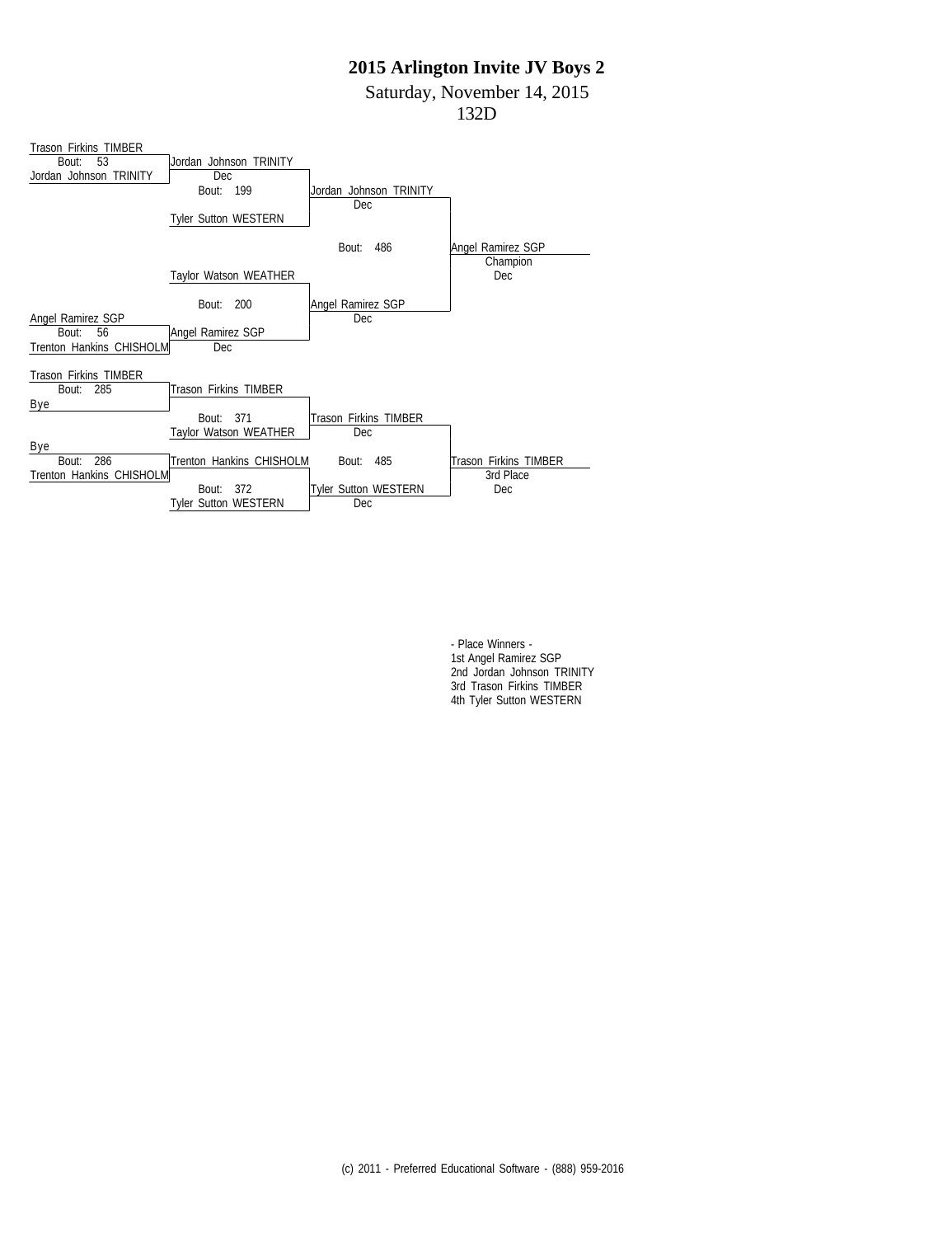# 2015 Arlington Invite JV Boys 2

Saturday, November 14, 2015

132D

Trason Firkins TIMBER
Bout: 53
Jordan Johnson TRINITY

Jordan Johnson TRINITY
Dec
Bout: 199
Tyler Sutton WESTERN

Jordan Johnson TRINITY
Dec

Bout: 486

Angel Ramirez SGP
Champion
Dec

Taylor Watson WEATHER
Bout: 200

Angel Ramirez SGP
Dec

Angel Ramirez SGP
Bout: 56
Trenton Hankins CHISHOLM

Angel Ramirez SGP
Dec

Trason Firkins TIMBER
Bout: 285
Bye

Trason Firkins TIMBER
Bout: 371
Taylor Watson WEATHER

Trason Firkins TIMBER
Dec

Bye
Bout: 286
Trenton Hankins CHISHOLM

Trenton Hankins CHISHOLM
Bout: 372
Tyler Sutton WESTERN

Bout: 485

Tyler Sutton WESTERN
Dec

Trason Firkins TIMBER
3rd Place
Dec

- Place Winners -
1st Angel Ramirez SGP
2nd Jordan Johnson TRINITY
3rd Trason Firkins TIMBER
4th Tyler Sutton WESTERN

(c) 2011 - Preferred Educational Software - (888) 959-2016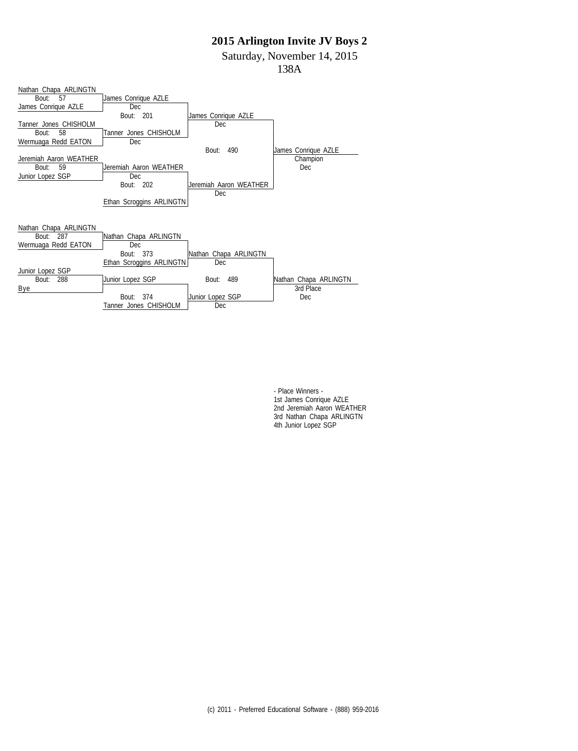# 2015 Arlington Invite JV Boys 2

Saturday, November 14, 2015

138A

Nathan Chapa ARLINGTN
Bout: 57
James Conrique AZLE

James Conrique AZLE
Dec
Bout: 201

Tanner Jones CHISHOLM
Bout: 58
Wermuaga Redd EATON

Tanner Jones CHISHOLM
Dec

James Conrique AZLE
Dec

Bout: 490

James Conrique AZLE
Champion
Dec

Jeremiah Aaron WEATHER
Bout: 59
Junior Lopez SGP

Jeremiah Aaron WEATHER
Dec
Bout: 202

Jeremiah Aaron WEATHER
Dec

Ethan Scroggins ARLINGTN

Nathan Chapa ARLINGTN
Bout: 287
Wermuaga Redd EATON

Nathan Chapa ARLINGTN
Dec
Bout: 373
Ethan Scroggins ARLINGTN

Nathan Chapa ARLINGTN
Dec

Junior Lopez SGP
Bout: 288
Bye

Junior Lopez SGP

Bout: 489

Nathan Chapa ARLINGTN
3rd Place
Dec

Bout: 374
Tanner Jones CHISHOLM

Junior Lopez SGP
Dec

- Place Winners -
1st James Conrique AZLE
2nd Jeremiah Aaron WEATHER
3rd Nathan Chapa ARLINGTN
4th Junior Lopez SGP

(c) 2011 - Preferred Educational Software - (888) 959-2016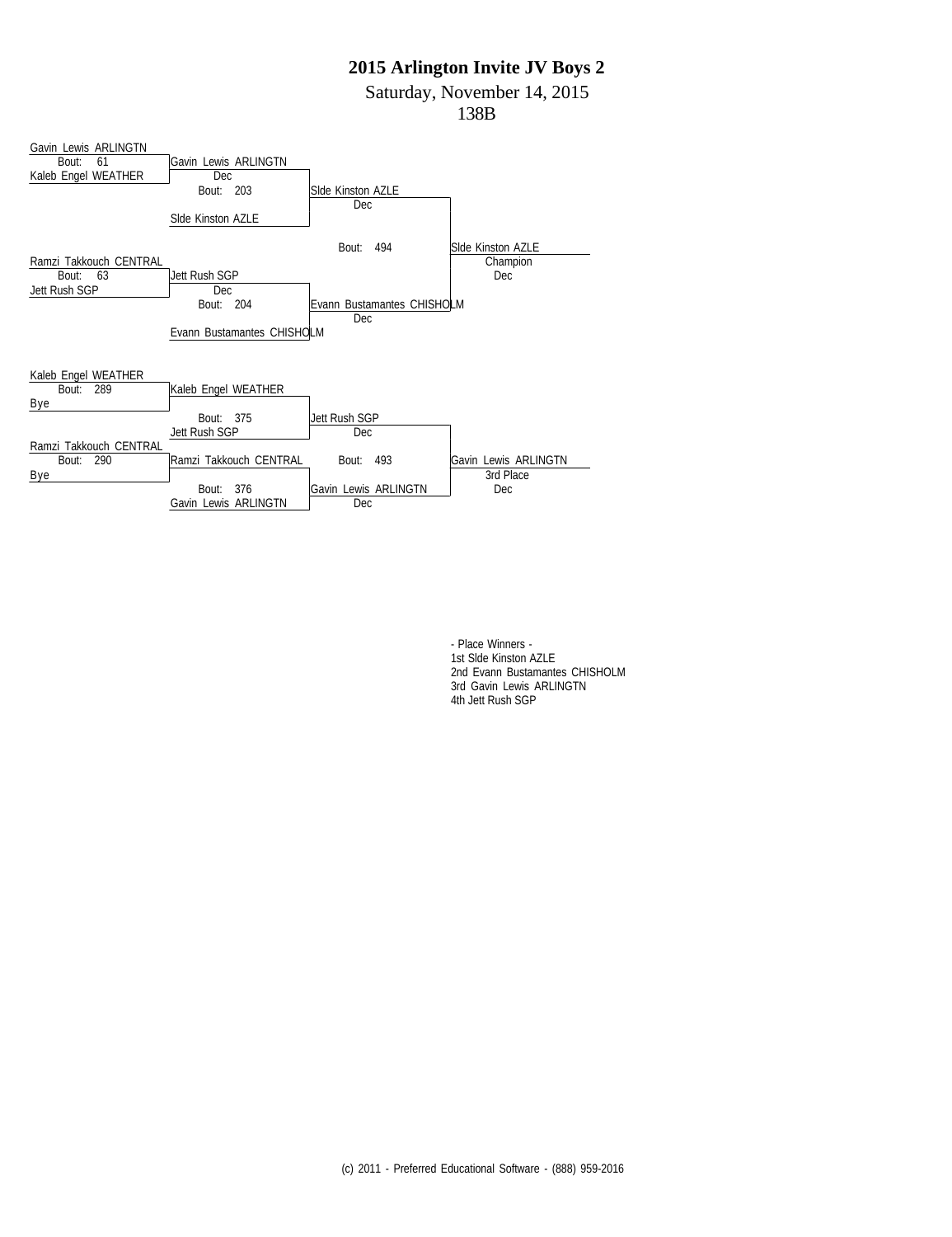# 2015 Arlington Invite JV Boys 2

Saturday, November 14, 2015

138B

Gavin Lewis ARLINGTN
Bout: 61
Kaleb Engel WEATHER

Gavin Lewis ARLINGTN
Dec
Bout: 203
Slde Kinston AZLE

Slde Kinston AZLE
Dec

Bout: 494

Slde Kinston AZLE
Champion
Dec

Ramzi Takkouch CENTRAL
Bout: 63
Jett Rush SGP

Jett Rush SGP
Dec
Bout: 204
Evann Bustamantes CHISHOLM

Evann Bustamantes CHISHOLM
Dec

Kaleb Engel WEATHER
Bout: 289
Bye

Kaleb Engel WEATHER

Bout: 375
Jett Rush SGP

Jett Rush SGP
Dec

Ramzi Takkouch CENTRAL
Bout: 290
Bye

Ramzi Takkouch CENTRAL

Bout: 493

Gavin Lewis ARLINGTN
3rd Place
Dec

Bout: 376
Gavin Lewis ARLINGTN

Gavin Lewis ARLINGTN
Dec

- Place Winners -
1st Slde Kinston AZLE
2nd Evann Bustamantes CHISHOLM
3rd Gavin Lewis ARLINGTN
4th Jett Rush SGP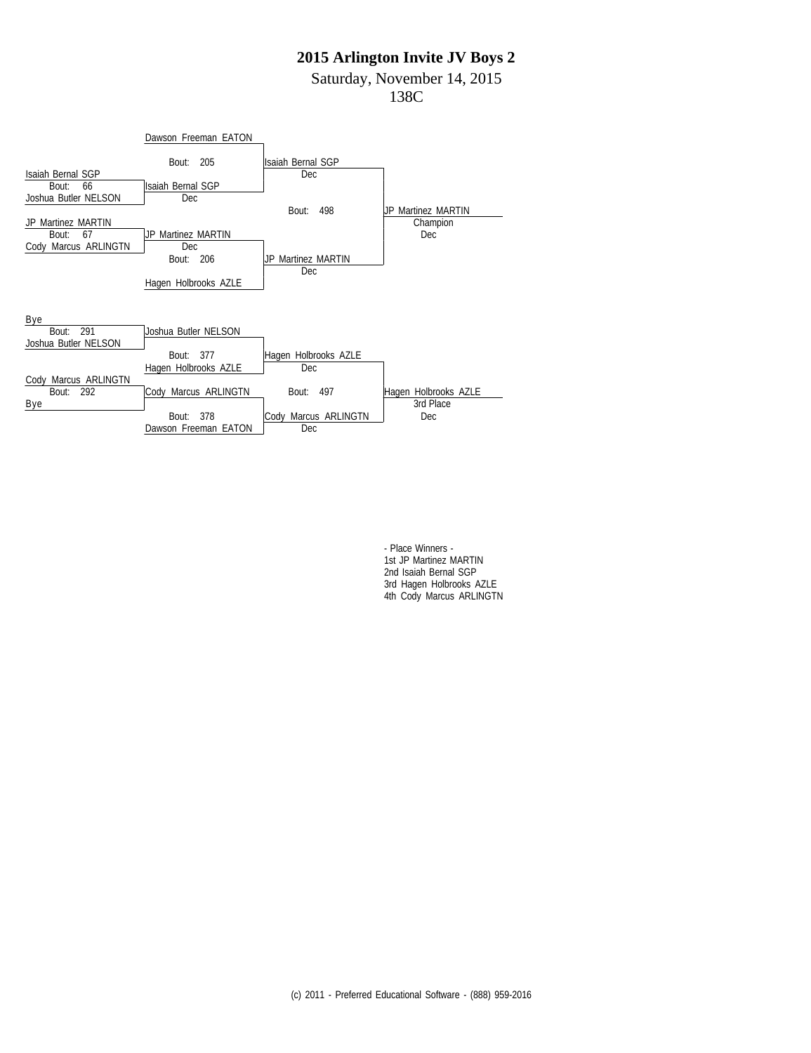# 2015 Arlington Invite JV Boys 2

Saturday, November 14, 2015

138C

Dawson Freeman EATON

Bout: 205

Isaiah Bernal SGP
Dec

Isaiah Bernal SGP
Bout: 66
Joshua Butler NELSON

Isaiah Bernal SGP
Dec

Bout: 498

JP Martinez MARTIN
Champion
Dec

JP Martinez MARTIN
Bout: 67
Cody Marcus ARLINGTN

JP Martinez MARTIN
Dec

Bout: 206

JP Martinez MARTIN
Dec

Hagen Holbrooks AZLE

Bye
Bout: 291
Joshua Butler NELSON

Joshua Butler NELSON

Bout: 377
Hagen Holbrooks AZLE

Hagen Holbrooks AZLE
Dec

Cody Marcus ARLINGTN
Bout: 292
Bye

Cody Marcus ARLINGTN

Bout: 497

Hagen Holbrooks AZLE
3rd Place
Dec

Bout: 378
Dawson Freeman EATON

Cody Marcus ARLINGTN
Dec

- Place Winners -
1st JP Martinez MARTIN
2nd Isaiah Bernal SGP
3rd Hagen Holbrooks AZLE
4th Cody Marcus ARLINGTN

(c) 2011 - Preferred Educational Software - (888) 959-2016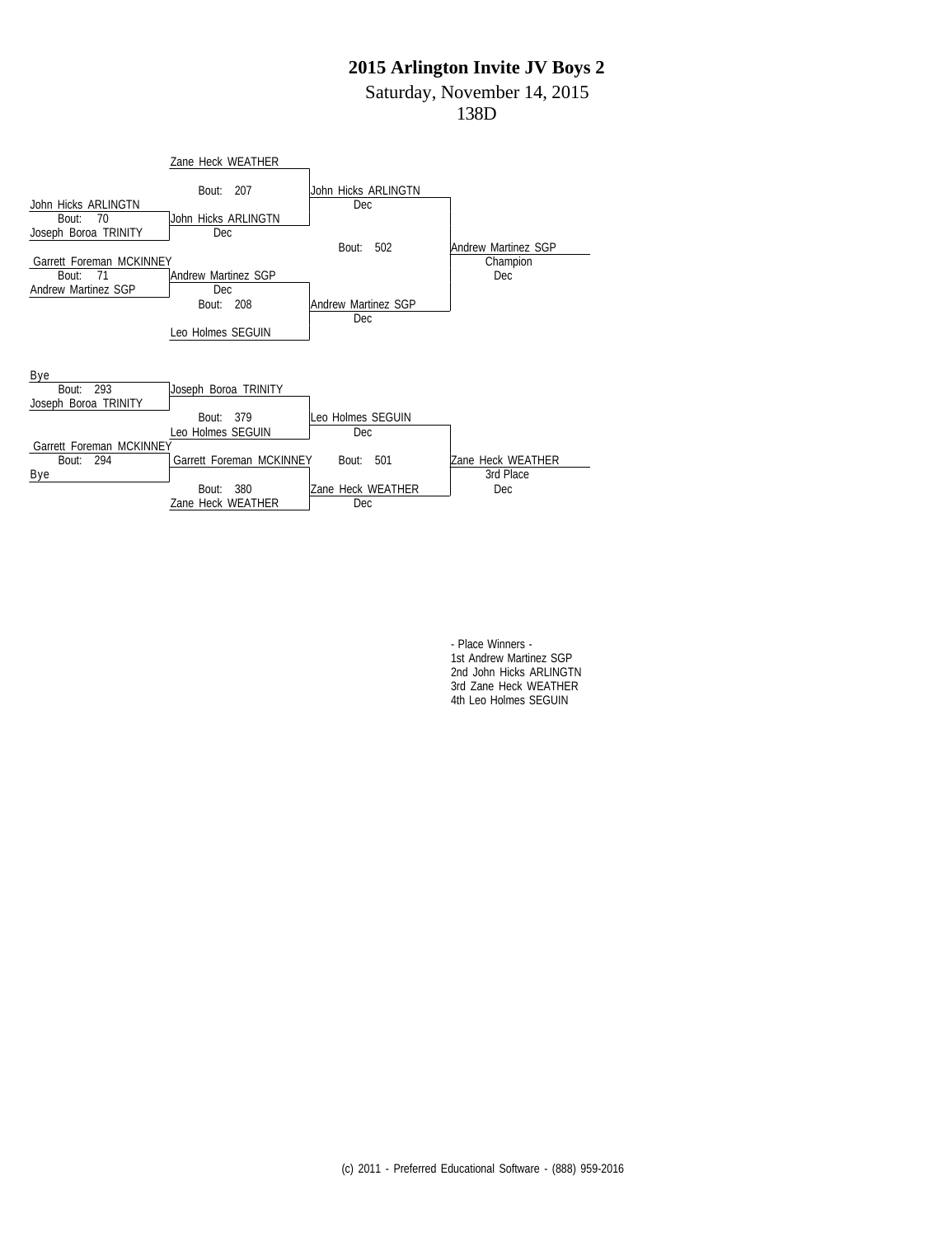# 2015 Arlington Invite JV Boys 2

Saturday, November 14, 2015

138D

Zane Heck WEATHER

Bout: 207

John Hicks ARLINGTN

Dec

John Hicks ARLINGTN

Bout: 70

John Hicks ARLINGTN

Joseph Boroa TRINITY

Dec

Bout: 502

Andrew Martinez SGP

Champion

Dec

Garrett Foreman MCKINNEY

Bout: 71

Andrew Martinez SGP

Andrew Martinez SGP

Dec

Bout: 208

Andrew Martinez SGP

Dec

Leo Holmes SEGUIN

Bye

Bout: 293

Joseph Boroa TRINITY

Joseph Boroa TRINITY

Bout: 379

Leo Holmes SEGUIN

Leo Holmes SEGUIN

Dec

Garrett Foreman MCKINNEY

Bout: 294

Garrett Foreman MCKINNEY

Bout: 501

Zane Heck WEATHER

Bye

3rd Place

Bout: 380

Zane Heck WEATHER

Dec

Zane Heck WEATHER

Dec

- Place Winners -

1st Andrew Martinez SGP

2nd John Hicks ARLINGTN

3rd Zane Heck WEATHER

4th Leo Holmes SEGUIN

(c) 2011 - Preferred Educational Software - (888) 959-2016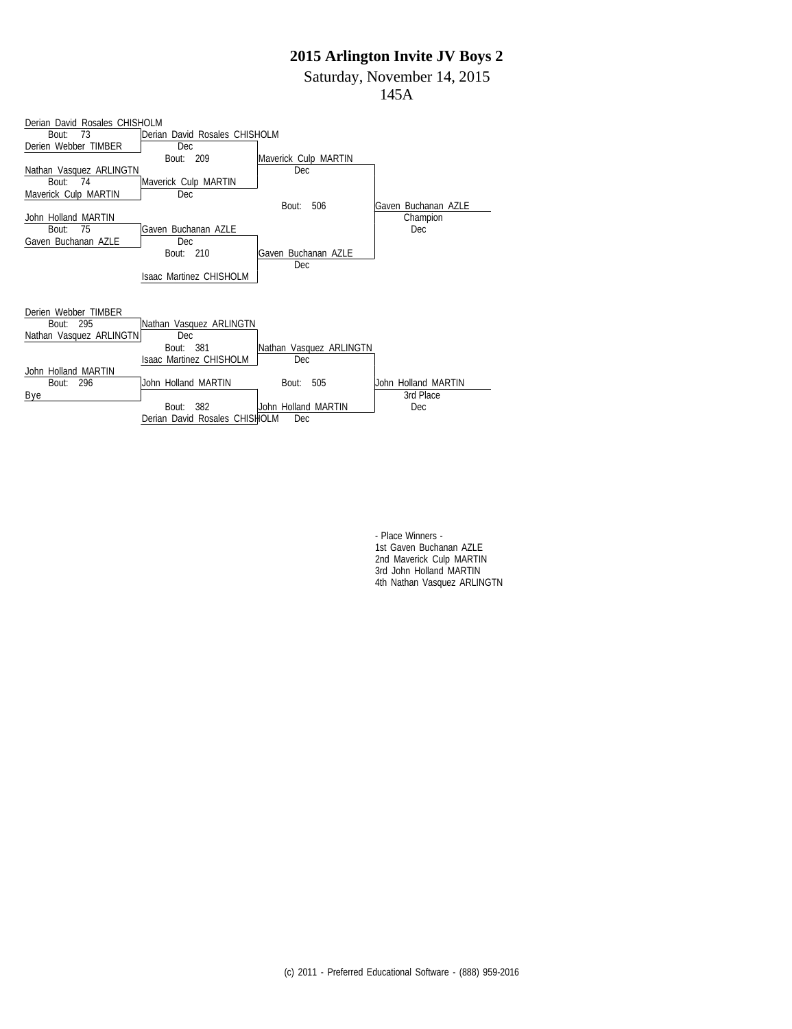# 2015 Arlington Invite JV Boys 2

Saturday, November 14, 2015

145A

## Championship Bracket

**Bout: 73**
- Derian David Rosales CHISHOLM
- Derien Webber TIMBER
- Winner: Derian David Rosales CHISHOLM — Dec

**Bout: 74**
- Nathan Vasquez ARLINGTN
- Maverick Culp MARTIN
- Winner: Maverick Culp MARTIN — Dec

**Bout: 75**
- John Holland MARTIN
- Gaven Buchanan AZLE
- Winner: Gaven Buchanan AZLE — Dec

**Bout: 209**
- Derian David Rosales CHISHOLM
- Maverick Culp MARTIN
- Winner: Maverick Culp MARTIN — Dec

**Bout: 210**
- Gaven Buchanan AZLE
- Isaac Martinez CHISHOLM
- Winner: Gaven Buchanan AZLE — Dec

**Bout: 506**
- Maverick Culp MARTIN
- Gaven Buchanan AZLE
- Winner: Gaven Buchanan AZLE — Champion — Dec

## Consolation Bracket

**Bout: 295**
- Derien Webber TIMBER
- Nathan Vasquez ARLINGTN
- Winner: Nathan Vasquez ARLINGTN — Dec

**Bout: 296**
- John Holland MARTIN
- Bye
- Winner: John Holland MARTIN

**Bout: 381**
- Nathan Vasquez ARLINGTN
- Isaac Martinez CHISHOLM
- Winner: Nathan Vasquez ARLINGTN — Dec

**Bout: 382**
- John Holland MARTIN
- Derian David Rosales CHISHOLM
- Winner: John Holland MARTIN — Dec

**Bout: 505**
- Nathan Vasquez ARLINGTN
- John Holland MARTIN
- Winner: John Holland MARTIN — 3rd Place — Dec

- Place Winners -
1st Gaven Buchanan AZLE
2nd Maverick Culp MARTIN
3rd John Holland MARTIN
4th Nathan Vasquez ARLINGTN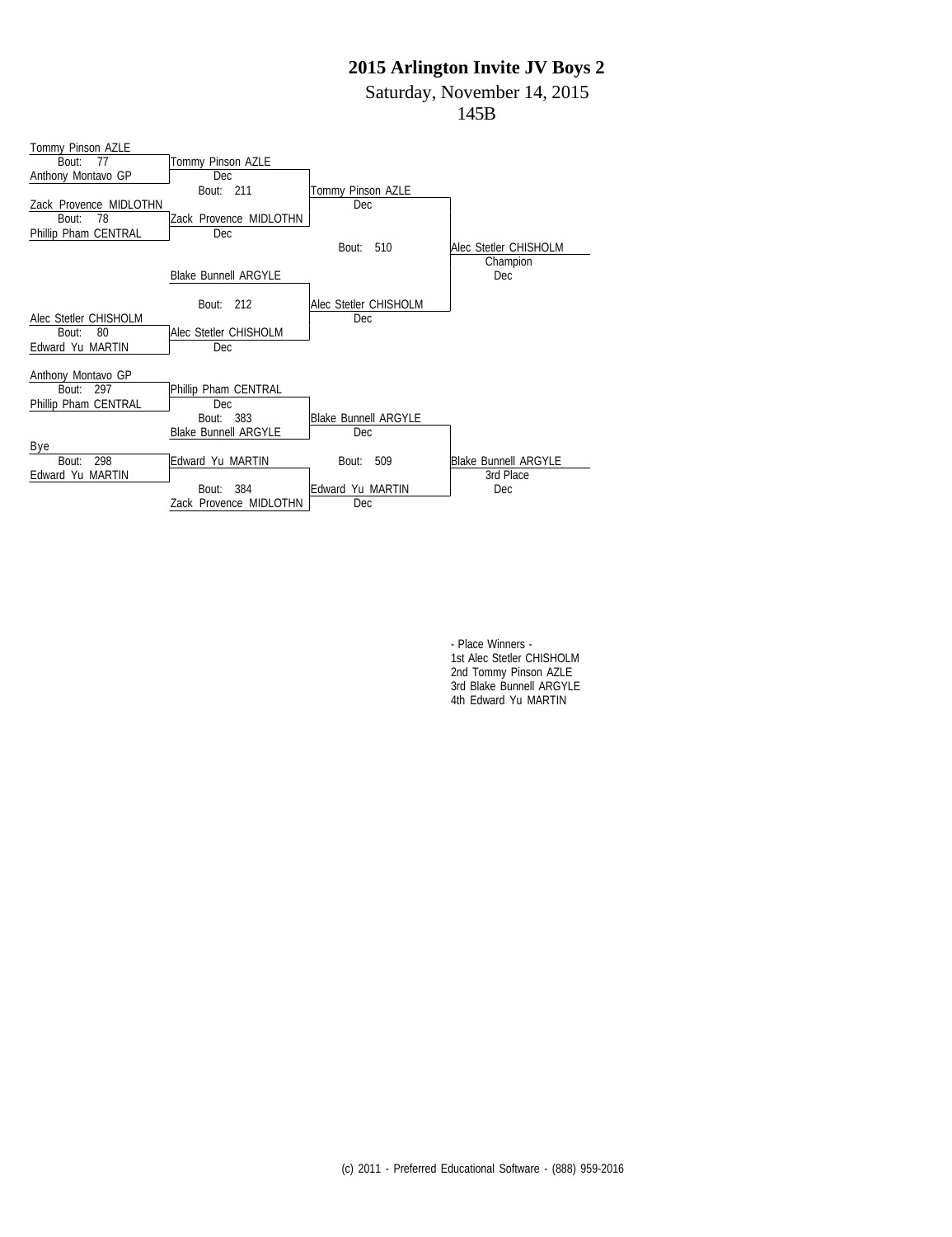# 2015 Arlington Invite JV Boys 2

Saturday, November 14, 2015

145B

Tommy Pinson AZLE
Bout: 77
Anthony Montavo GP

Tommy Pinson AZLE
Dec
Bout: 211

Zack Provence MIDLOTHN
Bout: 78
Phillip Pham CENTRAL

Zack Provence MIDLOTHN
Dec

Tommy Pinson AZLE
Dec

Bout: 510

Alec Stetler CHISHOLM
Champion
Dec

Blake Bunnell ARGYLE

Bout: 212

Alec Stetler CHISHOLM
Dec

Alec Stetler CHISHOLM
Bout: 80
Edward Yu MARTIN

Alec Stetler CHISHOLM
Dec

Anthony Montavo GP
Bout: 297
Phillip Pham CENTRAL

Phillip Pham CENTRAL
Dec
Bout: 383
Blake Bunnell ARGYLE

Blake Bunnell ARGYLE
Dec

Bye
Bout: 298
Edward Yu MARTIN

Edward Yu MARTIN

Bout: 509

Blake Bunnell ARGYLE
3rd Place
Dec

Bout: 384
Zack Provence MIDLOTHN

Edward Yu MARTIN
Dec

- Place Winners -
1st Alec Stetler CHISHOLM
2nd Tommy Pinson AZLE
3rd Blake Bunnell ARGYLE
4th Edward Yu MARTIN

(c) 2011 - Preferred Educational Software - (888) 959-2016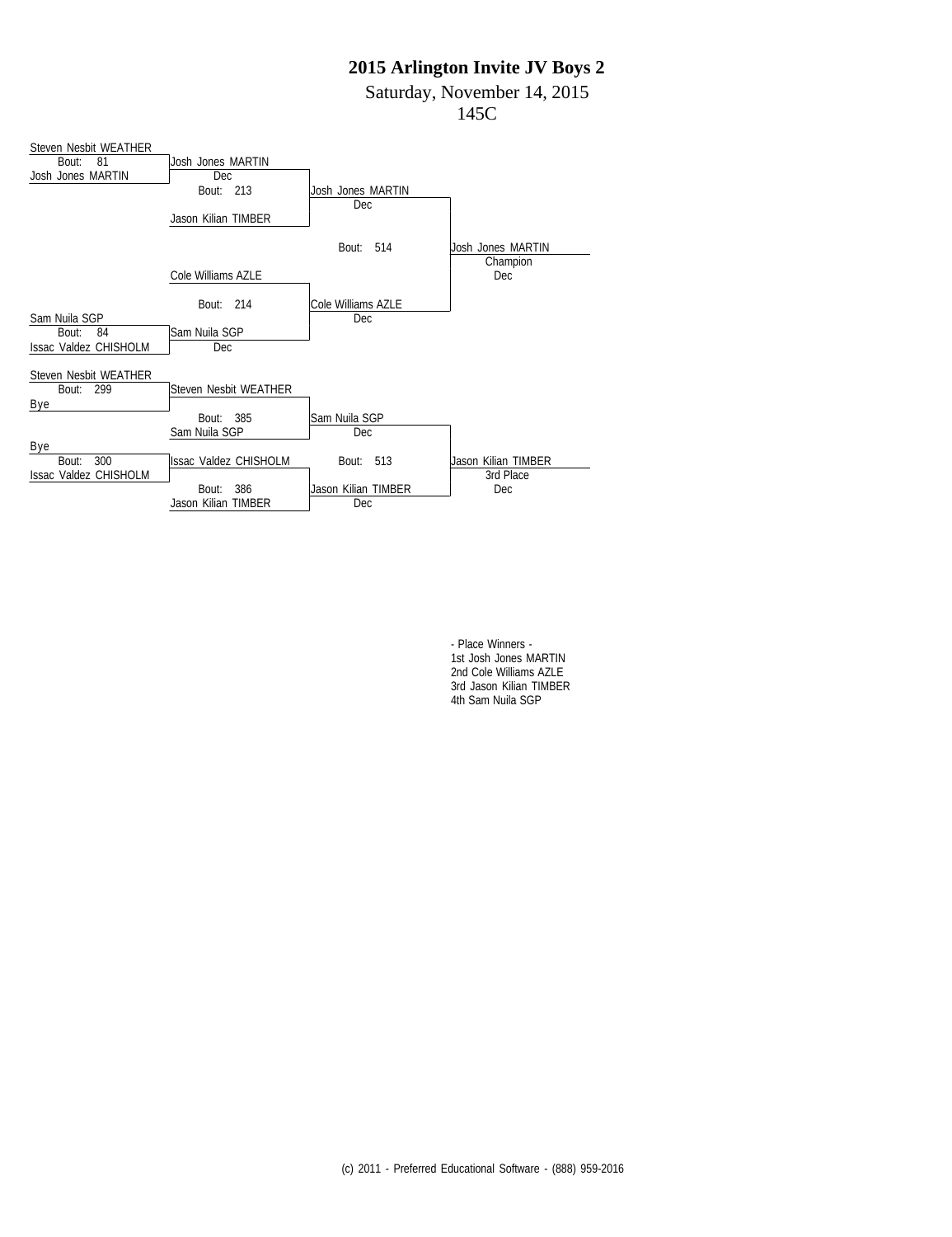# 2015 Arlington Invite JV Boys 2

Saturday, November 14, 2015

145C

Steven Nesbit WEATHER
Bout: 81
Josh Jones MARTIN

Josh Jones MARTIN
Dec
Bout: 213
Jason Kilian TIMBER

Josh Jones MARTIN
Dec

Bout: 514

Josh Jones MARTIN
Champion
Dec

Cole Williams AZLE
Bout: 214

Cole Williams AZLE
Dec

Sam Nuila SGP
Bout: 84
Issac Valdez CHISHOLM

Sam Nuila SGP
Dec

Steven Nesbit WEATHER
Bout: 299
Bye

Steven Nesbit WEATHER
Bout: 385
Sam Nuila SGP

Sam Nuila SGP
Dec

Bye
Bout: 300
Issac Valdez CHISHOLM

Issac Valdez CHISHOLM
Bout: 386
Jason Kilian TIMBER

Bout: 513

Jason Kilian TIMBER
Dec

Jason Kilian TIMBER
3rd Place
Dec

- Place Winners -
1st Josh Jones MARTIN
2nd Cole Williams AZLE
3rd Jason Kilian TIMBER
4th Sam Nuila SGP

(c) 2011 - Preferred Educational Software - (888) 959-2016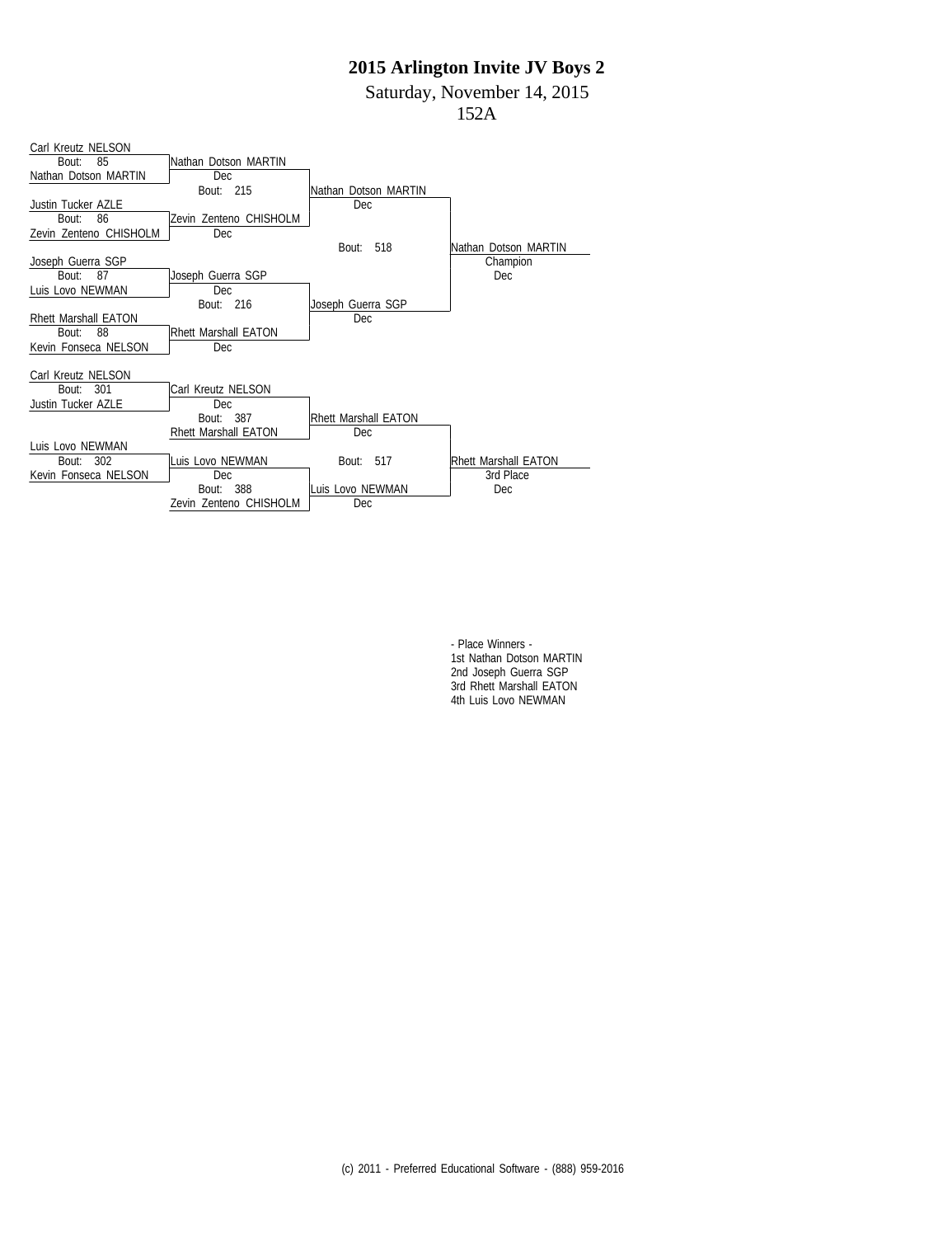# 2015 Arlington Invite JV Boys 2

Saturday, November 14, 2015

152A

Carl Kreutz NELSON
Bout: 85
Nathan Dotson MARTIN

Nathan Dotson MARTIN
Dec
Bout: 215

Justin Tucker AZLE
Bout: 86
Zevin Zenteno CHISHOLM

Zevin Zenteno CHISHOLM
Dec

Nathan Dotson MARTIN
Dec

Bout: 518

Nathan Dotson MARTIN
Champion
Dec

Joseph Guerra SGP
Bout: 87
Luis Lovo NEWMAN

Joseph Guerra SGP
Dec
Bout: 216

Joseph Guerra SGP
Dec

Rhett Marshall EATON
Bout: 88
Kevin Fonseca NELSON

Rhett Marshall EATON
Dec

Carl Kreutz NELSON
Bout: 301
Justin Tucker AZLE

Carl Kreutz NELSON
Dec
Bout: 387
Rhett Marshall EATON

Rhett Marshall EATON
Dec

Luis Lovo NEWMAN
Bout: 302
Kevin Fonseca NELSON

Luis Lovo NEWMAN
Dec
Bout: 388
Zevin Zenteno CHISHOLM

Bout: 517

Luis Lovo NEWMAN
Dec

Rhett Marshall EATON
3rd Place
Dec

- Place Winners -
1st Nathan Dotson MARTIN
2nd Joseph Guerra SGP
3rd Rhett Marshall EATON
4th Luis Lovo NEWMAN

(c) 2011 - Preferred Educational Software - (888) 959-2016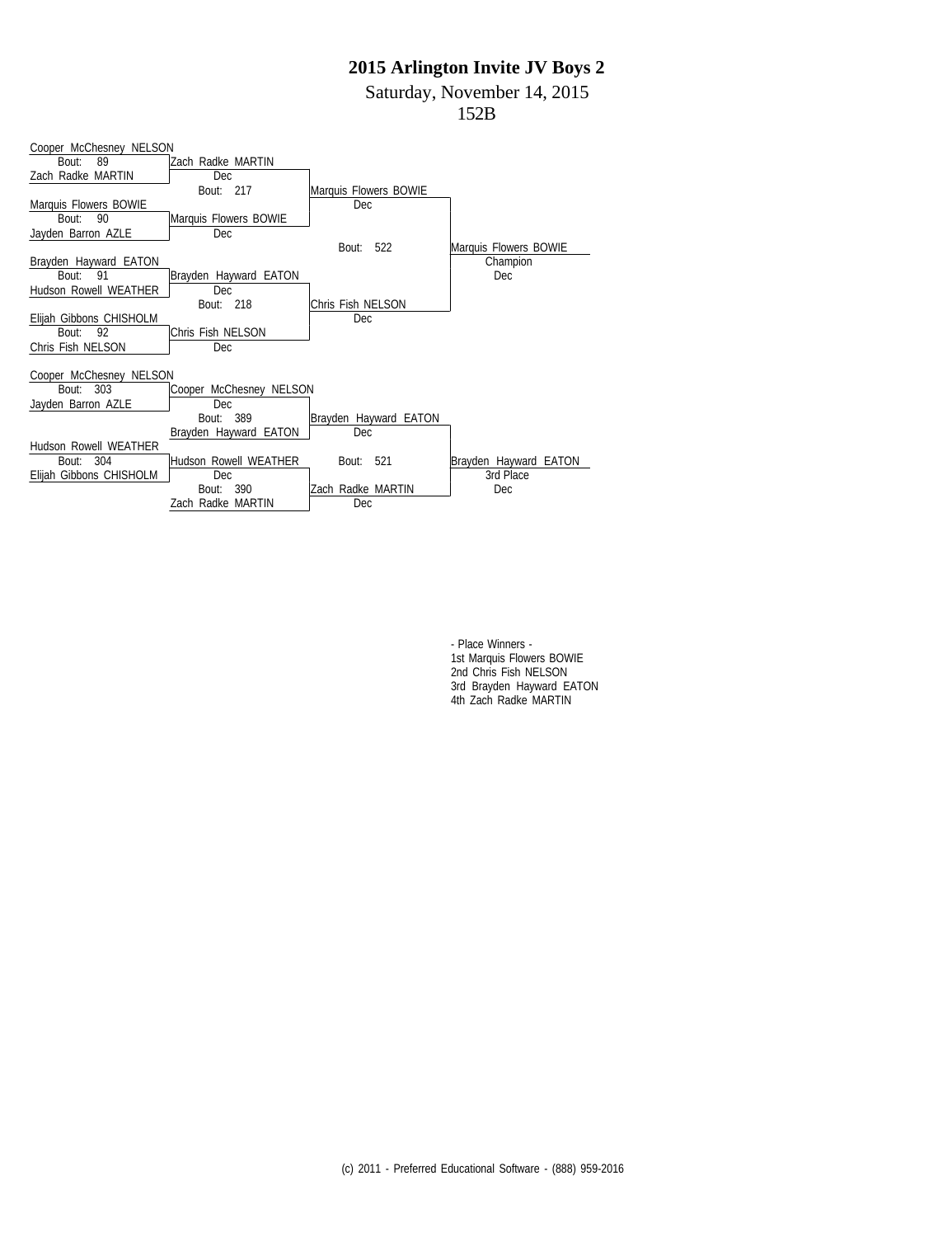# 2015 Arlington Invite JV Boys 2

Saturday, November 14, 2015

152B

Cooper McChesney NELSON
Bout: 89
Zach Radke MARTIN

Zach Radke MARTIN
Dec
Bout: 217

Marquis Flowers BOWIE
Bout: 90
Jayden Barron AZLE

Marquis Flowers BOWIE
Dec

Marquis Flowers BOWIE
Dec
Bout: 522

Brayden Hayward EATON
Bout: 91
Hudson Rowell WEATHER

Brayden Hayward EATON
Dec
Bout: 218

Elijah Gibbons CHISHOLM
Bout: 92
Chris Fish NELSON

Chris Fish NELSON
Dec

Chris Fish NELSON
Dec

Marquis Flowers BOWIE
Champion
Dec

Cooper McChesney NELSON
Bout: 303
Jayden Barron AZLE

Cooper McChesney NELSON
Dec
Bout: 389
Brayden Hayward EATON

Hudson Rowell WEATHER
Bout: 304
Elijah Gibbons CHISHOLM

Hudson Rowell WEATHER
Dec
Bout: 390
Zach Radke MARTIN

Brayden Hayward EATON
Dec
Bout: 521
Zach Radke MARTIN
Dec

Brayden Hayward EATON
3rd Place
Dec

- Place Winners -
1st Marquis Flowers BOWIE
2nd Chris Fish NELSON
3rd Brayden Hayward EATON
4th Zach Radke MARTIN

(c) 2011 - Preferred Educational Software - (888) 959-2016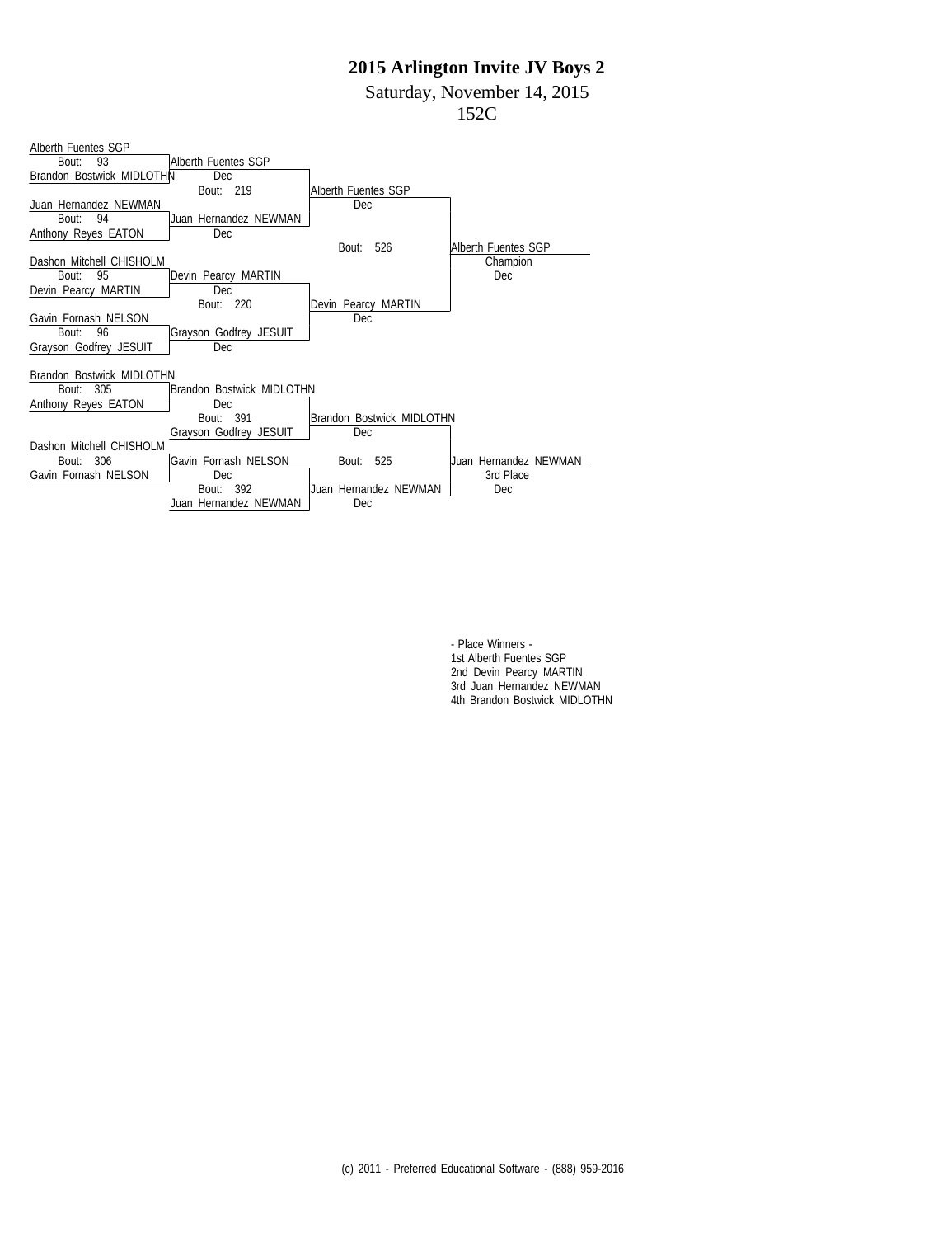# 2015 Arlington Invite JV Boys 2

Saturday, November 14, 2015

152C

Alberth Fuentes SGP
Bout: 93
Brandon Bostwick MIDLOTHN

Alberth Fuentes SGP
Dec
Bout: 219

Juan Hernandez NEWMAN
Bout: 94
Anthony Reyes EATON

Juan Hernandez NEWMAN
Dec

Alberth Fuentes SGP
Dec
Bout: 526

Alberth Fuentes SGP
Champion
Dec

Dashon Mitchell CHISHOLM
Bout: 95
Devin Pearcy MARTIN

Devin Pearcy MARTIN
Dec
Bout: 220

Gavin Fornash NELSON
Bout: 96
Grayson Godfrey JESUIT

Grayson Godfrey JESUIT
Dec

Devin Pearcy MARTIN
Dec

Brandon Bostwick MIDLOTHN
Bout: 305
Anthony Reyes EATON

Brandon Bostwick MIDLOTHN
Dec
Bout: 391
Grayson Godfrey JESUIT

Brandon Bostwick MIDLOTHN
Dec
Bout: 525

Dashon Mitchell CHISHOLM
Bout: 306
Gavin Fornash NELSON

Gavin Fornash NELSON
Dec
Bout: 392
Juan Hernandez NEWMAN

Juan Hernandez NEWMAN
Dec

Juan Hernandez NEWMAN
3rd Place
Dec

- Place Winners -
1st Alberth Fuentes SGP
2nd Devin Pearcy MARTIN
3rd Juan Hernandez NEWMAN
4th Brandon Bostwick MIDLOTHN

(c) 2011 - Preferred Educational Software - (888) 959-2016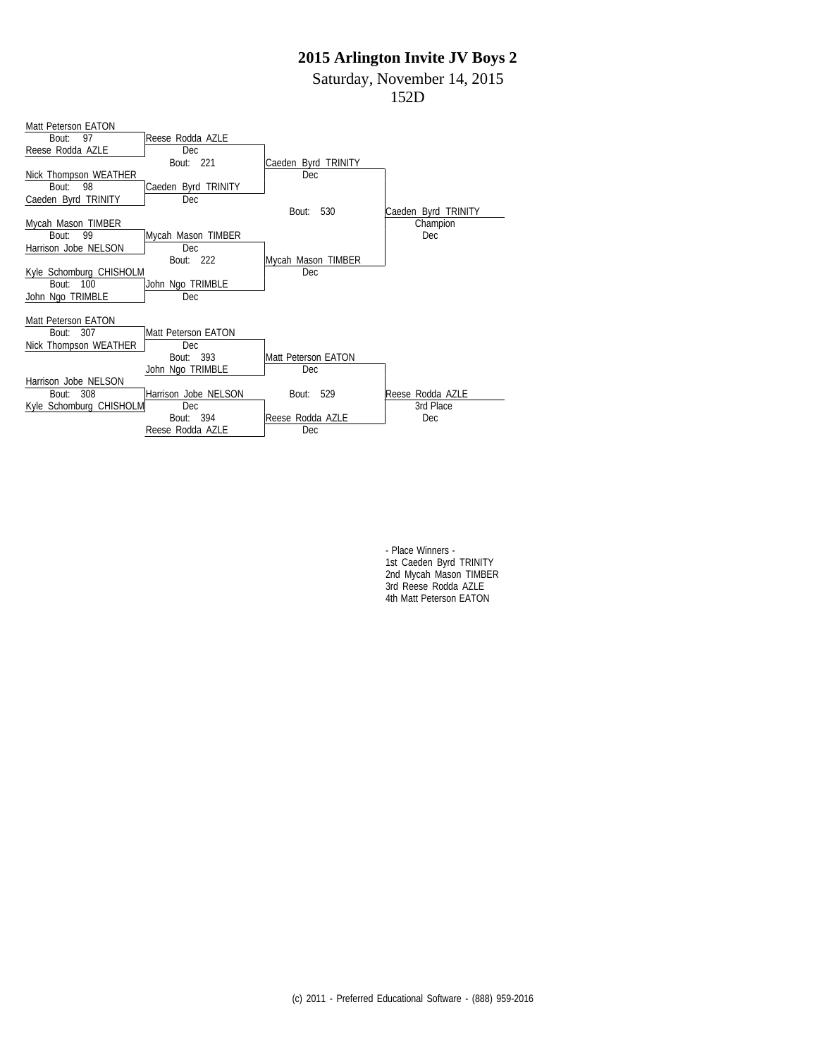# 2015 Arlington Invite JV Boys 2

Saturday, November 14, 2015

152D

Matt Peterson EATON
Bout: 97
Reese Rodda AZLE

Reese Rodda AZLE
Dec
Bout: 221

Nick Thompson WEATHER
Bout: 98
Caeden Byrd TRINITY

Caeden Byrd TRINITY
Dec

Caeden Byrd TRINITY
Dec

Bout: 530

Caeden Byrd TRINITY
Champion
Dec

Mycah Mason TIMBER
Bout: 99
Harrison Jobe NELSON

Mycah Mason TIMBER
Dec
Bout: 222

Mycah Mason TIMBER
Dec

Kyle Schomburg CHISHOLM
Bout: 100
John Ngo TRIMBLE

John Ngo TRIMBLE
Dec

Matt Peterson EATON
Bout: 307
Nick Thompson WEATHER

Matt Peterson EATON
Dec
Bout: 393
John Ngo TRIMBLE

Matt Peterson EATON
Dec

Harrison Jobe NELSON
Bout: 308
Kyle Schomburg CHISHOLM

Harrison Jobe NELSON
Dec
Bout: 394
Reese Rodda AZLE

Bout: 529

Reese Rodda AZLE
Dec

Reese Rodda AZLE
3rd Place
Dec

- Place Winners -
1st Caeden Byrd TRINITY
2nd Mycah Mason TIMBER
3rd Reese Rodda AZLE
4th Matt Peterson EATON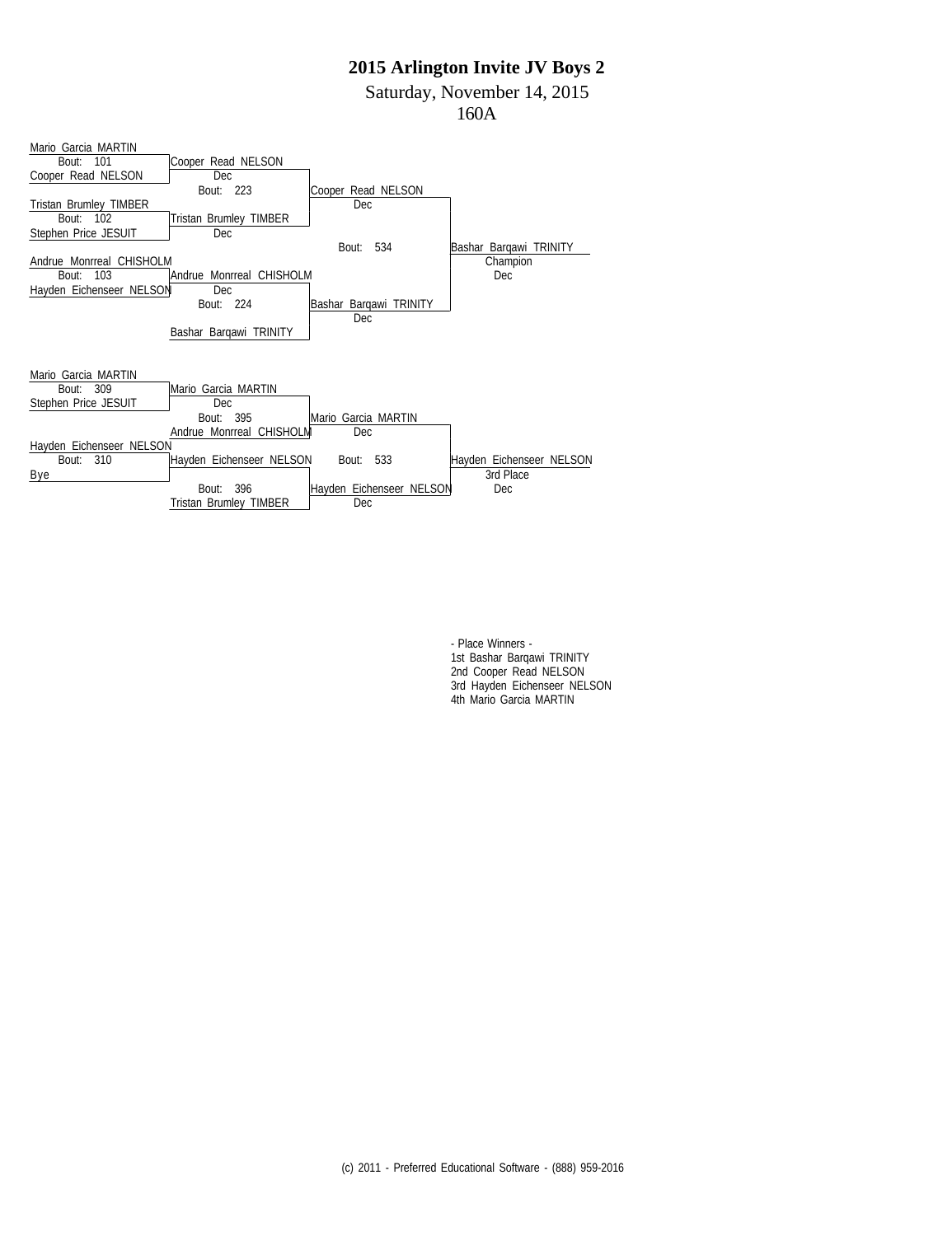# 2015 Arlington Invite JV Boys 2

Saturday, November 14, 2015

160A

Mario Garcia MARTIN
Bout: 101
Cooper Read NELSON

Cooper Read NELSON
Dec
Bout: 223

Tristan Brumley TIMBER
Bout: 102
Stephen Price JESUIT

Tristan Brumley TIMBER
Dec

Cooper Read NELSON
Dec
Bout: 534

Andrue Monrreal CHISHOLM
Bout: 103
Hayden Eichenseer NELSON

Andrue Monrreal CHISHOLM
Dec
Bout: 224

Bashar Barqawi TRINITY

Bashar Barqawi TRINITY
Dec

Bashar Barqawi TRINITY
Champion
Dec

Mario Garcia MARTIN
Bout: 309
Stephen Price JESUIT

Mario Garcia MARTIN
Dec
Bout: 395
Andrue Monrreal CHISHOLM

Mario Garcia MARTIN
Dec

Hayden Eichenseer NELSON
Bout: 310
Bye

Hayden Eichenseer NELSON
Bout: 396
Tristan Brumley TIMBER

Bout: 533

Hayden Eichenseer NELSON
Dec

Hayden Eichenseer NELSON
3rd Place
Dec

- Place Winners -
1st Bashar Barqawi TRINITY
2nd Cooper Read NELSON
3rd Hayden Eichenseer NELSON
4th Mario Garcia MARTIN

(c) 2011 - Preferred Educational Software - (888) 959-2016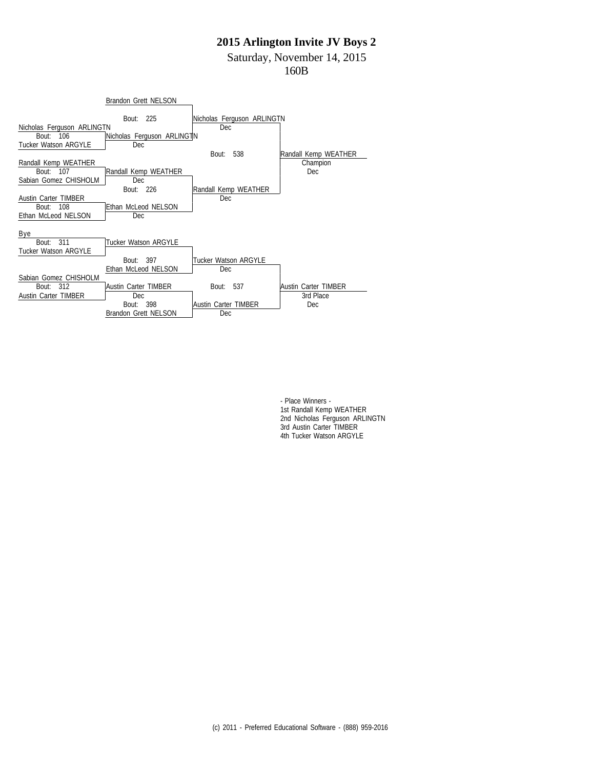# 2015 Arlington Invite JV Boys 2

Saturday, November 14, 2015

160B

Brandon Grett NELSON

Bout: 225

Nicholas Ferguson ARLINGTN

Dec

Nicholas Ferguson ARLINGTN

Bout: 106

Nicholas Ferguson ARLINGTN

Tucker Watson ARGYLE

Dec

Bout: 538

Randall Kemp WEATHER

Randall Kemp WEATHER

Champion

Bout: 107

Randall Kemp WEATHER

Dec

Sabian Gomez CHISHOLM

Dec

Bout: 226

Randall Kemp WEATHER

Austin Carter TIMBER

Dec

Bout: 108

Ethan McLeod NELSON

Ethan McLeod NELSON

Dec

Bye

Bout: 311

Tucker Watson ARGYLE

Tucker Watson ARGYLE

Bout: 397

Tucker Watson ARGYLE

Ethan McLeod NELSON

Dec

Sabian Gomez CHISHOLM

Bout: 312

Austin Carter TIMBER

Bout: 537

Austin Carter TIMBER

Austin Carter TIMBER

Dec

3rd Place

Bout: 398

Austin Carter TIMBER

Dec

Brandon Grett NELSON

Dec

- Place Winners -

1st Randall Kemp WEATHER

2nd Nicholas Ferguson ARLINGTN

3rd Austin Carter TIMBER

4th Tucker Watson ARGYLE

(c) 2011 - Preferred Educational Software - (888) 959-2016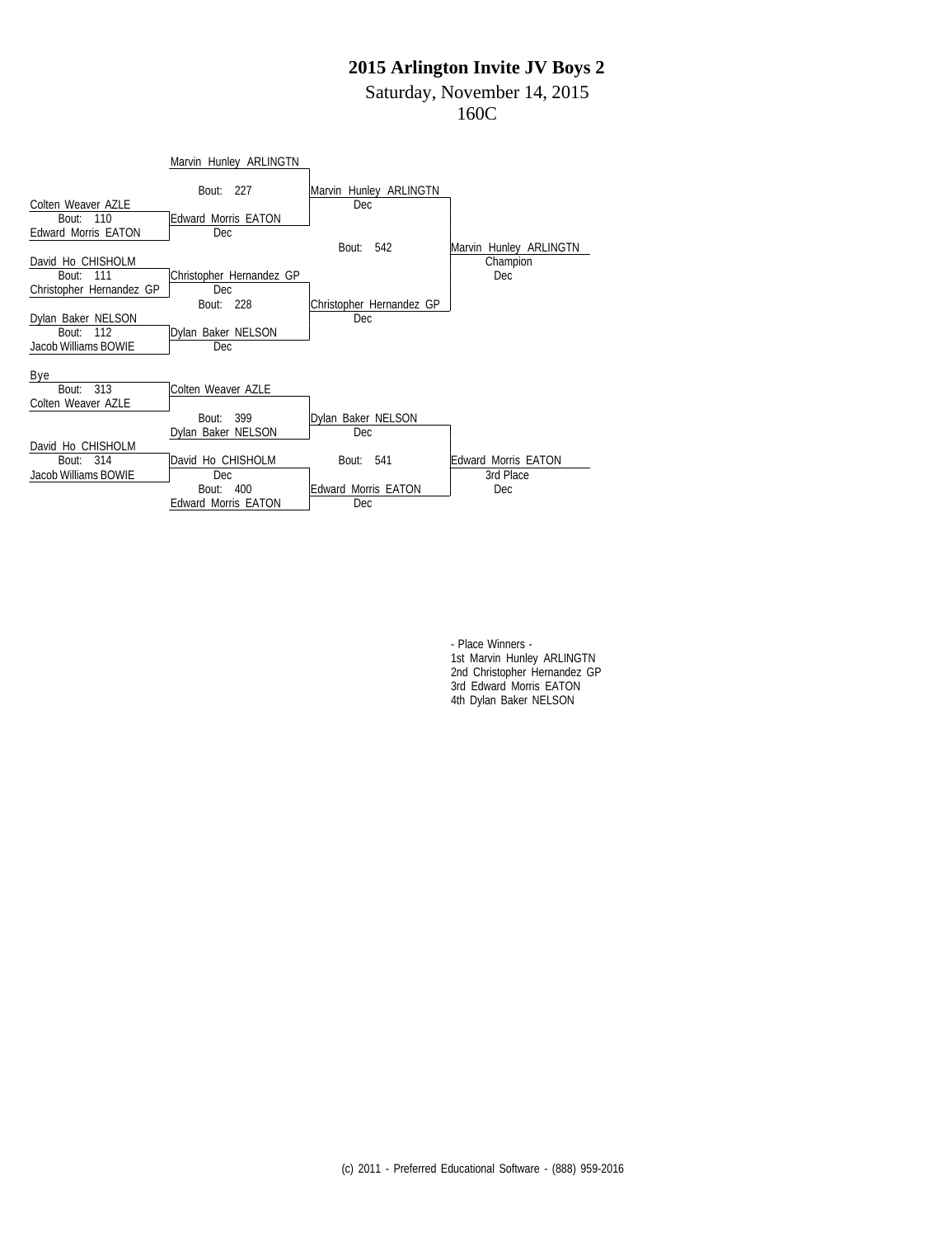# 2015 Arlington Invite JV Boys 2

Saturday, November 14, 2015

160C

Marvin Hunley ARLINGTN

Bout: 227

Colten Weaver AZLE

Bout: 110

Edward Morris EATON

Marvin Hunley ARLINGTN

Dec

Edward Morris EATON

Dec

Bout: 542

Marvin Hunley ARLINGTN

Champion

Dec

David Ho CHISHOLM

Bout: 111

Christopher Hernandez GP

Christopher Hernandez GP

Dec

Bout: 228

Christopher Hernandez GP

Dec

Dylan Baker NELSON

Bout: 112

Jacob Williams BOWIE

Dylan Baker NELSON

Dec

Bye

Bout: 313

Colten Weaver AZLE

Colten Weaver AZLE

Bout: 399

Dylan Baker NELSON

Dylan Baker NELSON

Dec

David Ho CHISHOLM

Bout: 314

Jacob Williams BOWIE

David Ho CHISHOLM

Dec

Bout: 541

Edward Morris EATON

3rd Place

Dec

Bout: 400

Edward Morris EATON

Edward Morris EATON

Dec

- Place Winners -

1st Marvin Hunley ARLINGTN

2nd Christopher Hernandez GP

3rd Edward Morris EATON

4th Dylan Baker NELSON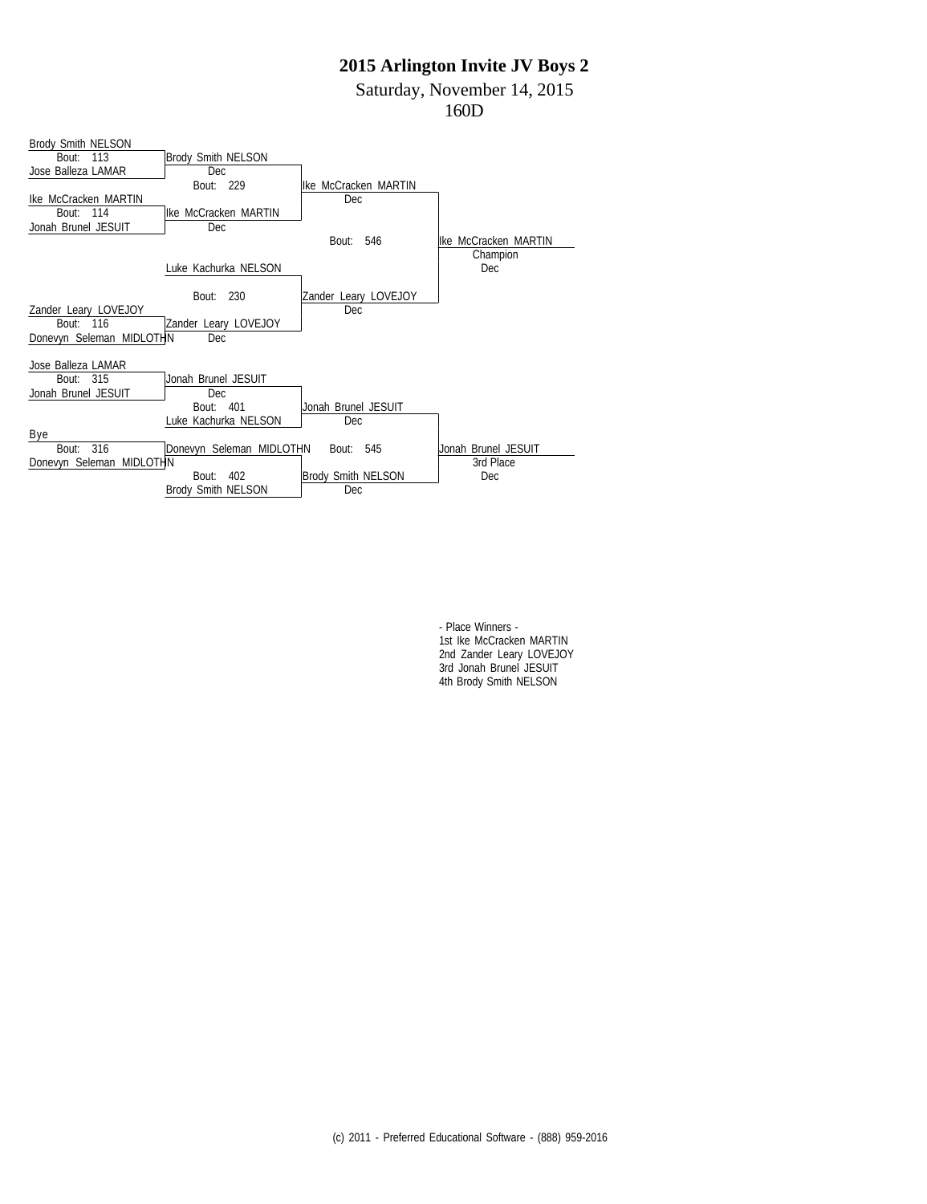# 2015 Arlington Invite JV Boys 2

Saturday, November 14, 2015

160D

Brody Smith NELSON
Bout: 113
Jose Balleza LAMAR

Brody Smith NELSON
Dec
Bout: 229

Ike McCracken MARTIN
Dec

Ike McCracken MARTIN
Bout: 114
Jonah Brunel JESUIT

Ike McCracken MARTIN
Dec

Bout: 546

Ike McCracken MARTIN
Champion
Dec

Luke Kachurka NELSON

Bout: 230

Zander Leary LOVEJOY
Dec

Zander Leary LOVEJOY
Bout: 116
Donevyn Seleman MIDLOTHN

Zander Leary LOVEJOY
Dec

Jose Balleza LAMAR
Bout: 315
Jonah Brunel JESUIT

Jonah Brunel JESUIT
Dec
Bout: 401
Luke Kachurka NELSON

Jonah Brunel JESUIT
Dec

Bye
Bout: 316
Donevyn Seleman MIDLOTHN

Donevyn Seleman MIDLOTHN
Bout: 402
Brody Smith NELSON

Bout: 545

Brody Smith NELSON
Dec

Jonah Brunel JESUIT
3rd Place
Dec

- Place Winners -
1st Ike McCracken MARTIN
2nd Zander Leary LOVEJOY
3rd Jonah Brunel JESUIT
4th Brody Smith NELSON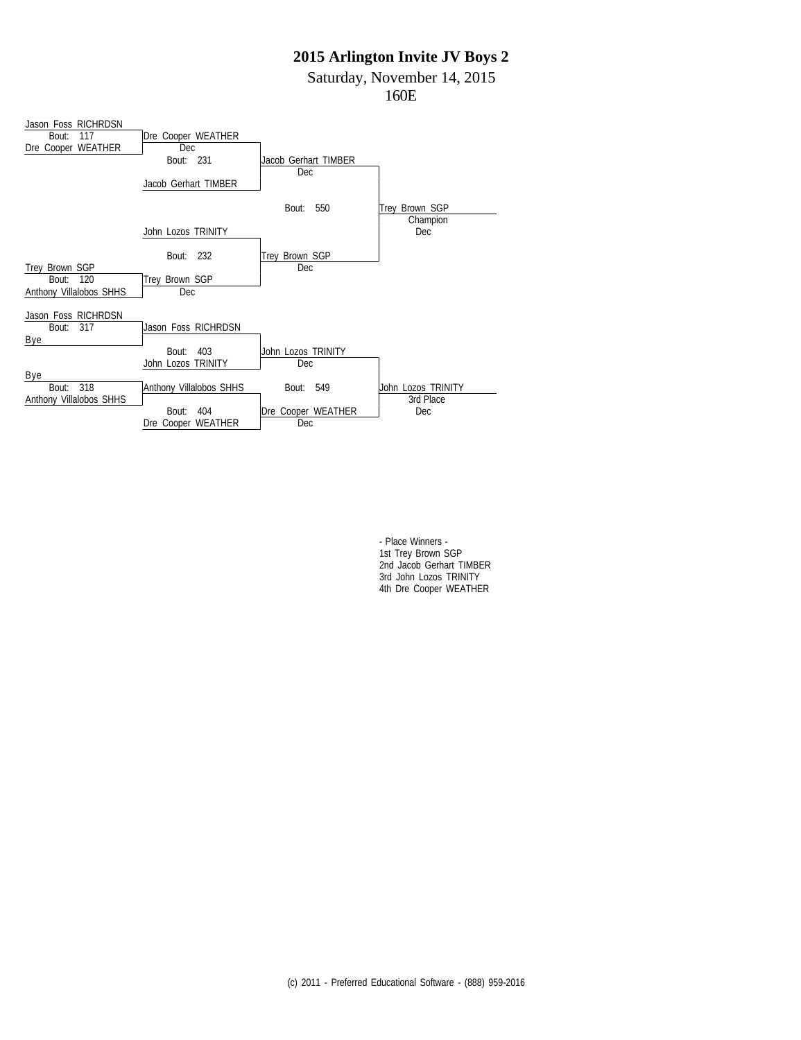# 2015 Arlington Invite JV Boys 2

Saturday, November 14, 2015

160E

Jason Foss RICHRDSN
Bout: 117
Dre Cooper WEATHER

Dre Cooper WEATHER
Dec
Bout: 231
Jacob Gerhart TIMBER

Jacob Gerhart TIMBER
Dec

Bout: 550

Trey Brown SGP
Champion
Dec

John Lozos TRINITY
Bout: 232

Trey Brown SGP
Dec

Trey Brown SGP
Bout: 120
Anthony Villalobos SHHS

Trey Brown SGP
Dec

Jason Foss RICHRDSN
Bout: 317
Bye

Jason Foss RICHRDSN
Bout: 403
John Lozos TRINITY

John Lozos TRINITY
Dec

Bye
Bout: 318
Anthony Villalobos SHHS

Anthony Villalobos SHHS
Bout: 404
Dre Cooper WEATHER

Bout: 549

Dre Cooper WEATHER
Dec

John Lozos TRINITY
3rd Place
Dec

- Place Winners -
1st Trey Brown SGP
2nd Jacob Gerhart TIMBER
3rd John Lozos TRINITY
4th Dre Cooper WEATHER

(c) 2011 - Preferred Educational Software - (888) 959-2016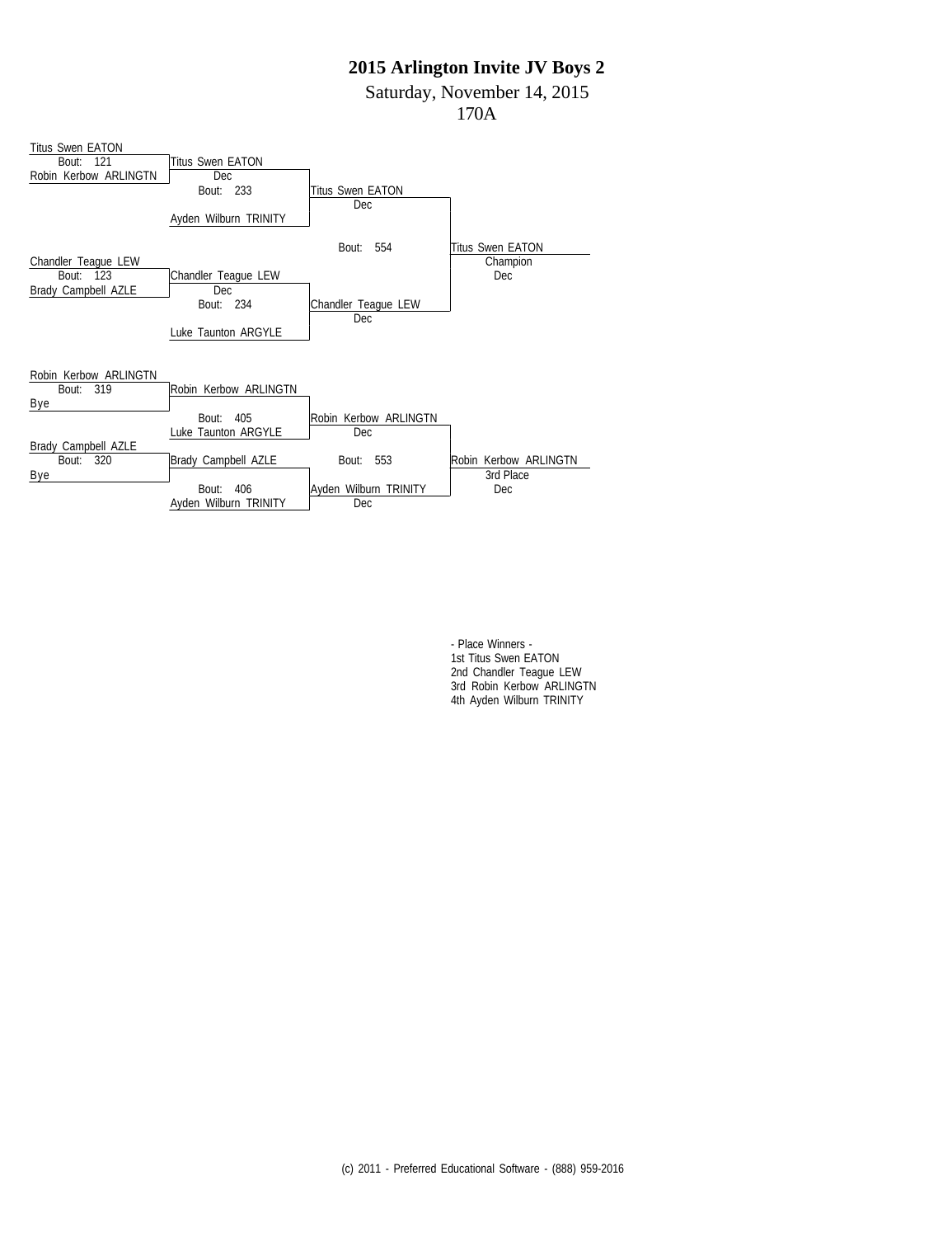# 2015 Arlington Invite JV Boys 2

Saturday, November 14, 2015

170A

Titus Swen EATON
Bout: 121
Robin Kerbow ARLINGTN

Titus Swen EATON
Dec
Bout: 233
Ayden Wilburn TRINITY

Titus Swen EATON
Dec

Bout: 554

Titus Swen EATON
Champion
Dec

Chandler Teague LEW
Bout: 123
Brady Campbell AZLE

Chandler Teague LEW
Dec
Bout: 234
Luke Taunton ARGYLE

Chandler Teague LEW
Dec

Robin Kerbow ARLINGTN
Bout: 319
Bye

Robin Kerbow ARLINGTN
Bout: 405
Luke Taunton ARGYLE

Robin Kerbow ARLINGTN
Dec

Brady Campbell AZLE
Bout: 320
Bye

Brady Campbell AZLE
Bout: 406
Ayden Wilburn TRINITY

Bout: 553

Ayden Wilburn TRINITY
Dec

Robin Kerbow ARLINGTN
3rd Place
Dec

- Place Winners -
1st Titus Swen EATON
2nd Chandler Teague LEW
3rd Robin Kerbow ARLINGTN
4th Ayden Wilburn TRINITY

(c) 2011 - Preferred Educational Software - (888) 959-2016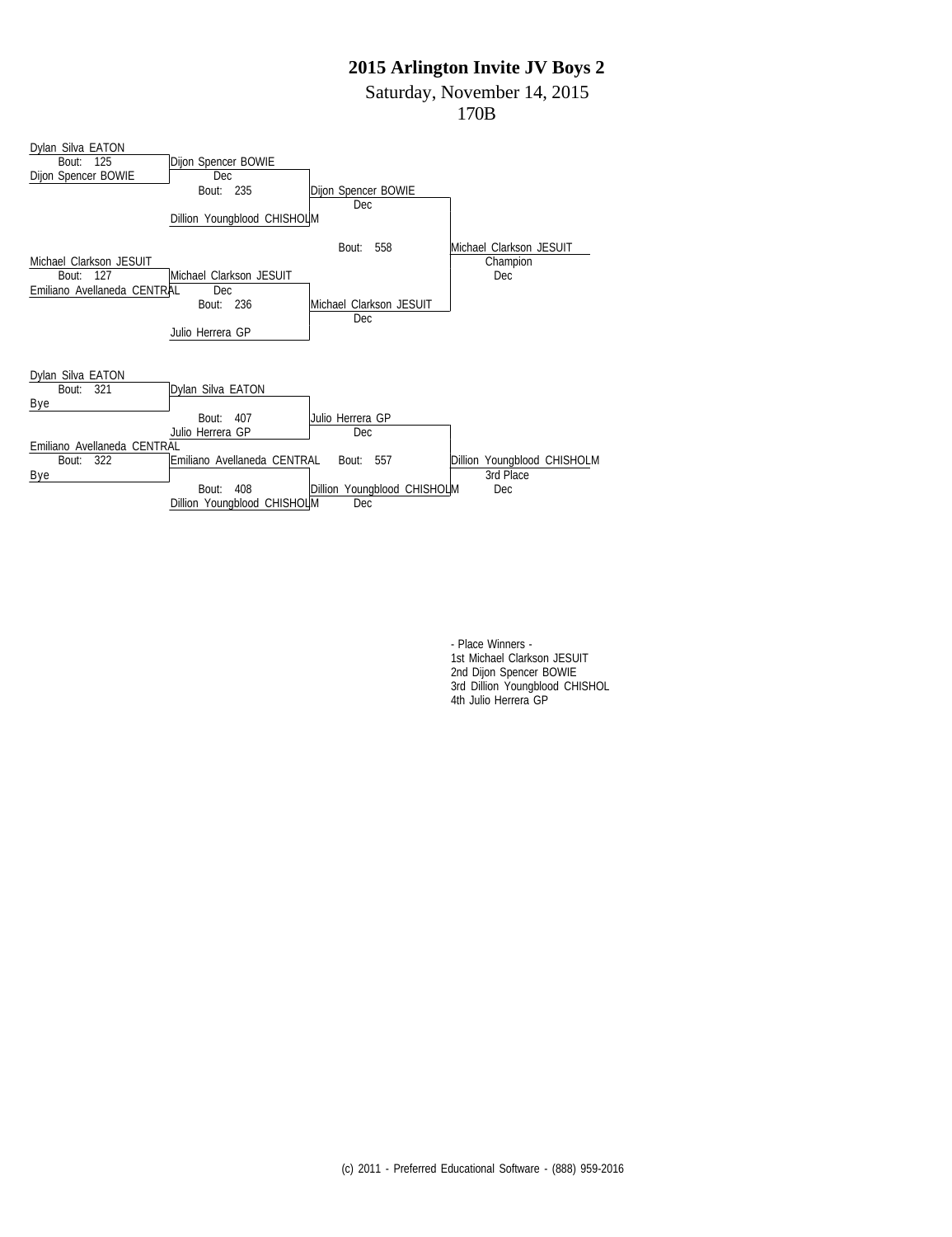# 2015 Arlington Invite JV Boys 2

Saturday, November 14, 2015

170B

Dylan Silva EATON
Bout: 125
Dijon Spencer BOWIE

Dijon Spencer BOWIE
Dec
Bout: 235
Dillion Youngblood CHISHOLM

Dijon Spencer BOWIE
Dec

Bout: 558

Michael Clarkson JESUIT
Champion
Dec

Michael Clarkson JESUIT
Bout: 127
Emiliano Avellaneda CENTRAL

Michael Clarkson JESUIT
Dec
Bout: 236
Julio Herrera GP

Michael Clarkson JESUIT
Dec

Dylan Silva EATON
Bout: 321
Bye

Dylan Silva EATON
Bout: 407
Julio Herrera GP

Julio Herrera GP
Dec

Emiliano Avellaneda CENTRAL
Bout: 322
Bye

Emiliano Avellaneda CENTRAL
Bout: 408
Dillion Youngblood CHISHOLM

Bout: 557
Dillion Youngblood CHISHOLM
Dec

Dillion Youngblood CHISHOLM
3rd Place
Dec

- Place Winners -
1st Michael Clarkson JESUIT
2nd Dijon Spencer BOWIE
3rd Dillion Youngblood CHISHOL
4th Julio Herrera GP

(c) 2011 - Preferred Educational Software - (888) 959-2016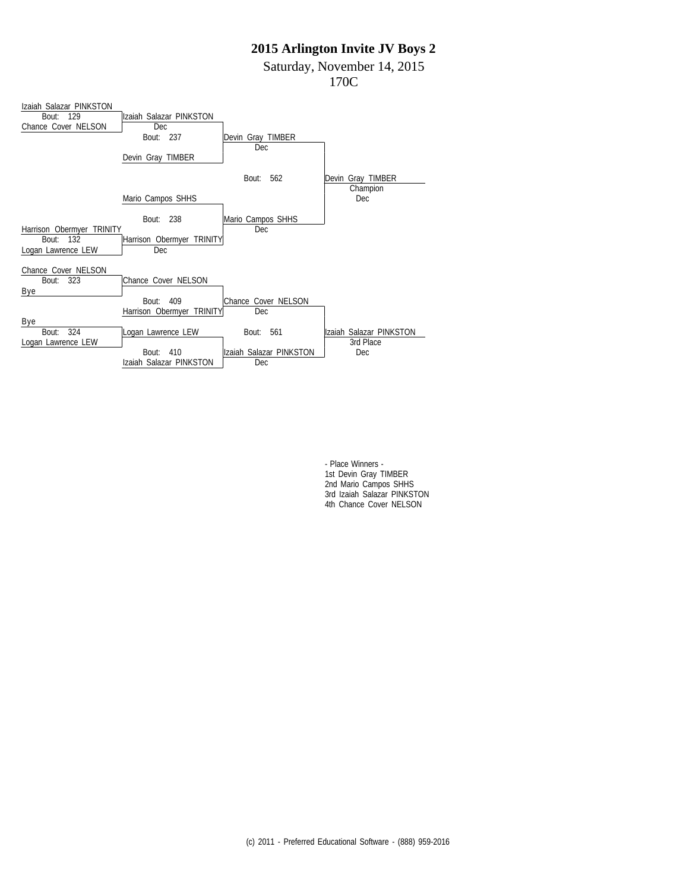# 2015 Arlington Invite JV Boys 2

Saturday, November 14, 2015

170C

Izaiah Salazar PINKSTON
Bout: 129
Chance Cover NELSON

Izaiah Salazar PINKSTON
Dec
Bout: 237
Devin Gray TIMBER

Devin Gray TIMBER
Dec

Bout: 562

Devin Gray TIMBER
Champion
Dec

Mario Campos SHHS
Bout: 238

Mario Campos SHHS
Dec

Harrison Obermyer TRINITY
Bout: 132
Logan Lawrence LEW

Harrison Obermyer TRINITY
Dec

Chance Cover NELSON
Bout: 323
Bye

Chance Cover NELSON
Bout: 409
Harrison Obermyer TRINITY

Chance Cover NELSON
Dec

Bye
Bout: 324
Logan Lawrence LEW

Logan Lawrence LEW
Bout: 410
Izaiah Salazar PINKSTON

Bout: 561

Izaiah Salazar PINKSTON
Dec

Izaiah Salazar PINKSTON
3rd Place
Dec

- Place Winners -
1st Devin Gray TIMBER
2nd Mario Campos SHHS
3rd Izaiah Salazar PINKSTON
4th Chance Cover NELSON

(c) 2011 - Preferred Educational Software - (888) 959-2016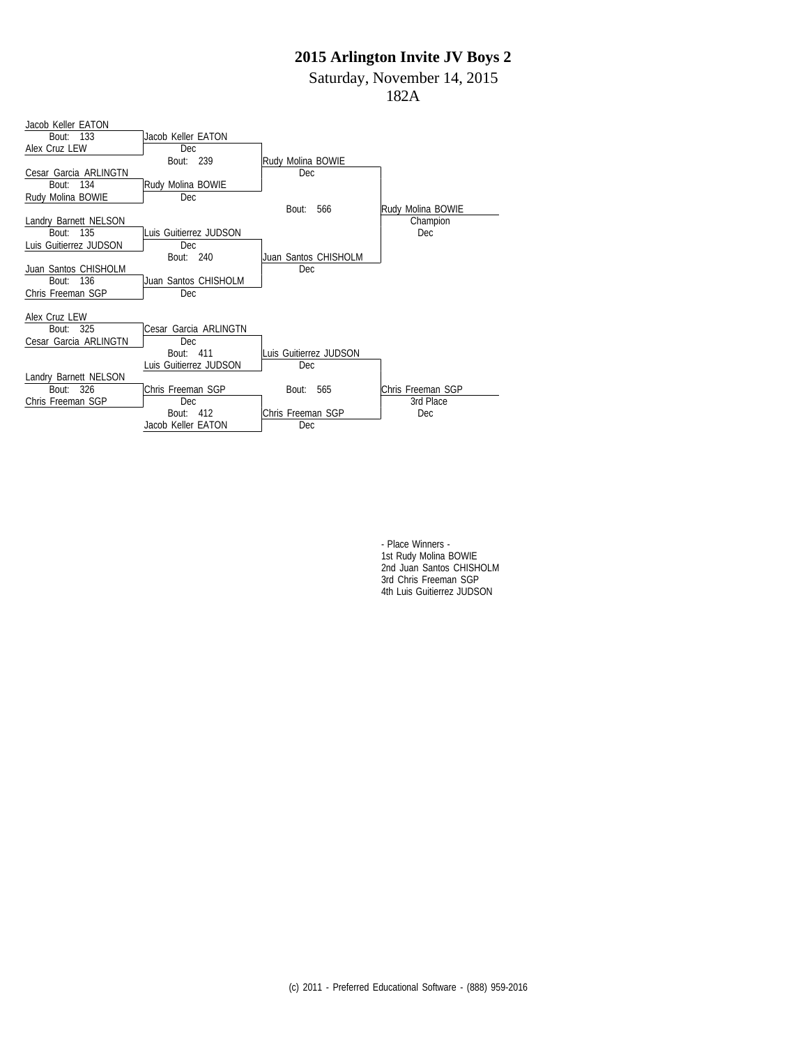# 2015 Arlington Invite JV Boys 2

Saturday, November 14, 2015

182A

Jacob Keller EATON
Bout: 133
Alex Cruz LEW

Jacob Keller EATON
Dec
Bout: 239

Cesar Garcia ARLINGTN
Bout: 134
Rudy Molina BOWIE

Rudy Molina BOWIE
Dec

Rudy Molina BOWIE
Dec

Bout: 566

Rudy Molina BOWIE
Champion
Dec

Landry Barnett NELSON
Bout: 135
Luis Guitierrez JUDSON

Luis Guitierrez JUDSON
Dec
Bout: 240

Juan Santos CHISHOLM
Dec

Juan Santos CHISHOLM
Bout: 136
Chris Freeman SGP

Juan Santos CHISHOLM
Dec

Alex Cruz LEW
Bout: 325
Cesar Garcia ARLINGTN

Cesar Garcia ARLINGTN
Dec
Bout: 411
Luis Guitierrez JUDSON

Luis Guitierrez JUDSON
Dec

Landry Barnett NELSON
Bout: 326
Chris Freeman SGP

Chris Freeman SGP
Dec
Bout: 412
Jacob Keller EATON

Bout: 565

Chris Freeman SGP
Dec

Chris Freeman SGP
3rd Place
Dec

- Place Winners -
1st Rudy Molina BOWIE
2nd Juan Santos CHISHOLM
3rd Chris Freeman SGP
4th Luis Guitierrez JUDSON

(c) 2011 - Preferred Educational Software - (888) 959-2016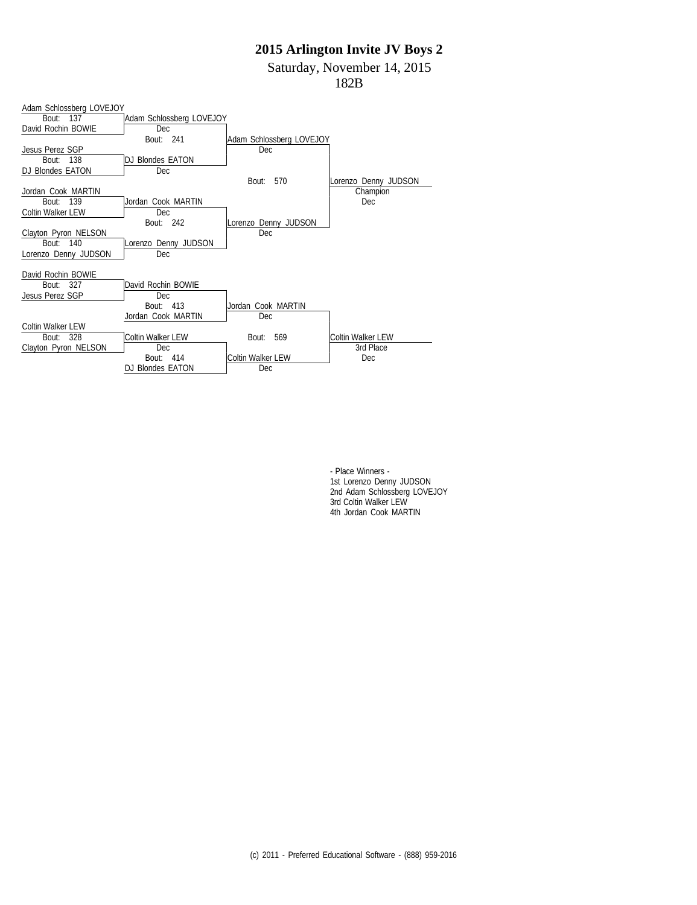# 2015 Arlington Invite JV Boys 2

Saturday, November 14, 2015

182B

Adam Schlossberg LOVEJOY
Bout: 137
David Rochin BOWIE

Adam Schlossberg LOVEJOY
Dec
Bout: 241

Jesus Perez SGP
Bout: 138
DJ Blondes EATON

DJ Blondes EATON
Dec

Adam Schlossberg LOVEJOY
Dec
Bout: 570

Jordan Cook MARTIN
Bout: 139
Coltin Walker LEW

Jordan Cook MARTIN
Dec
Bout: 242

Clayton Pyron NELSON
Bout: 140
Lorenzo Denny JUDSON

Lorenzo Denny JUDSON
Dec

Lorenzo Denny JUDSON
Dec

Lorenzo Denny JUDSON
Champion
Dec

David Rochin BOWIE
Bout: 327
Jesus Perez SGP

David Rochin BOWIE
Dec
Bout: 413
Jordan Cook MARTIN

Jordan Cook MARTIN
Dec
Bout: 569

Coltin Walker LEW
Bout: 328
Clayton Pyron NELSON

Coltin Walker LEW
Dec
Bout: 414
DJ Blondes EATON

Coltin Walker LEW
Dec

Coltin Walker LEW
3rd Place
Dec

- Place Winners -
1st Lorenzo Denny JUDSON
2nd Adam Schlossberg LOVEJOY
3rd Coltin Walker LEW
4th Jordan Cook MARTIN

(c) 2011 - Preferred Educational Software - (888) 959-2016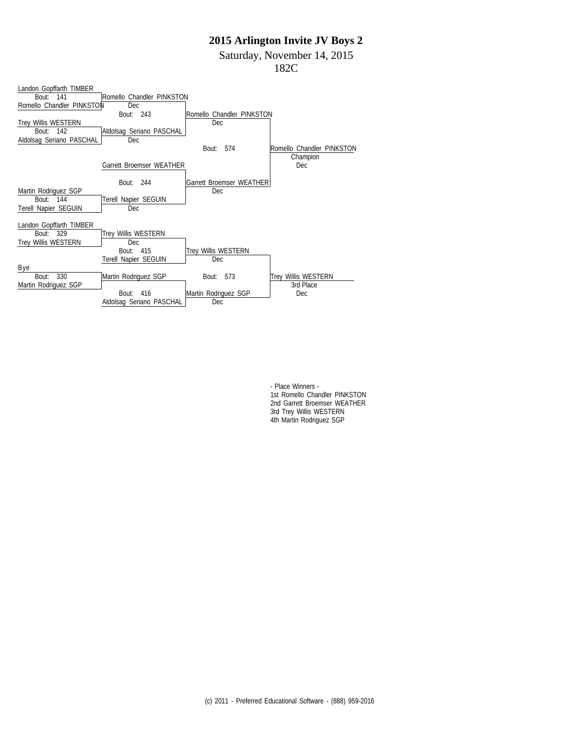# 2015 Arlington Invite JV Boys 2

Saturday, November 14, 2015

182C

Landon Gopffarth TIMBER
Bout: 141
Romello Chandler PINKSTON

Romello Chandler PINKSTON
Dec
Bout: 243

Trey Willis WESTERN
Bout: 142
Aldolsag Seriano PASCHAL

Aldolsag Seriano PASCHAL
Dec

Romello Chandler PINKSTON
Dec
Bout: 574

Romello Chandler PINKSTON
Champion
Dec

Garrett Broemser WEATHER
Bout: 244

Garrett Broemser WEATHER
Dec

Martin Rodriguez SGP
Bout: 144
Terell Napier SEGUIN

Terell Napier SEGUIN
Dec

Landon Gopffarth TIMBER
Bout: 329
Trey Willis WESTERN

Trey Willis WESTERN
Dec
Bout: 415
Terell Napier SEGUIN

Trey Willis WESTERN
Dec

Bye
Bout: 330
Martin Rodriguez SGP

Martin Rodriguez SGP
Bout: 416
Aldolsag Seriano PASCHAL

Bout: 573

Martin Rodriguez SGP
Dec

Trey Willis WESTERN
3rd Place
Dec

- Place Winners -
1st Romello Chandler PINKSTON
2nd Garrett Broemser WEATHER
3rd Trey Willis WESTERN
4th Martin Rodriguez SGP

(c) 2011 - Preferred Educational Software - (888) 959-2016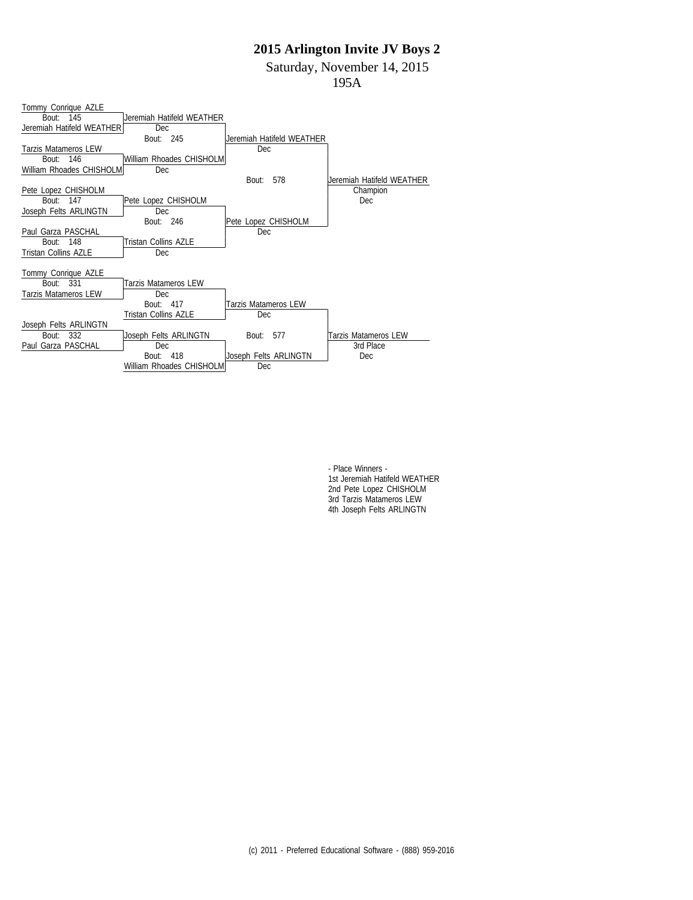# 2015 Arlington Invite JV Boys 2

Saturday, November 14, 2015

195A

**Championship Bracket**

Bout: 145 — Tommy Conrique AZLE vs. Jeremiah Hatifeld WEATHER — Winner: Jeremiah Hatifeld WEATHER, Dec

Bout: 146 — Tarzis Matameros LEW vs. William Rhoades CHISHOLM — Winner: William Rhoades CHISHOLM, Dec

Bout: 147 — Pete Lopez CHISHOLM vs. Joseph Felts ARLINGTN — Winner: Pete Lopez CHISHOLM, Dec

Bout: 148 — Paul Garza PASCHAL vs. Tristan Collins AZLE — Winner: Tristan Collins AZLE, Dec

Bout: 245 — Jeremiah Hatifeld WEATHER vs. William Rhoades CHISHOLM — Winner: Jeremiah Hatifeld WEATHER, Dec

Bout: 246 — Pete Lopez CHISHOLM vs. Tristan Collins AZLE — Winner: Pete Lopez CHISHOLM, Dec

Bout: 578 — Jeremiah Hatifeld WEATHER vs. Pete Lopez CHISHOLM — Winner: Jeremiah Hatifeld WEATHER, Champion, Dec

**Consolation Bracket**

Bout: 331 — Tommy Conrique AZLE vs. Tarzis Matameros LEW — Winner: Tarzis Matameros LEW, Dec

Bout: 332 — Joseph Felts ARLINGTN vs. Paul Garza PASCHAL — Winner: Joseph Felts ARLINGTN, Dec

Bout: 417 — Tarzis Matameros LEW vs. Tristan Collins AZLE — Winner: Tarzis Matameros LEW, Dec

Bout: 418 — Joseph Felts ARLINGTN vs. William Rhoades CHISHOLM — Winner: Joseph Felts ARLINGTN, Dec

Bout: 577 — Tarzis Matameros LEW vs. Joseph Felts ARLINGTN — Winner: Tarzis Matameros LEW, 3rd Place, Dec

- Place Winners -

1st Jeremiah Hatifeld WEATHER

2nd Pete Lopez CHISHOLM

3rd Tarzis Matameros LEW

4th Joseph Felts ARLINGTN

(c) 2011 - Preferred Educational Software - (888) 959-2016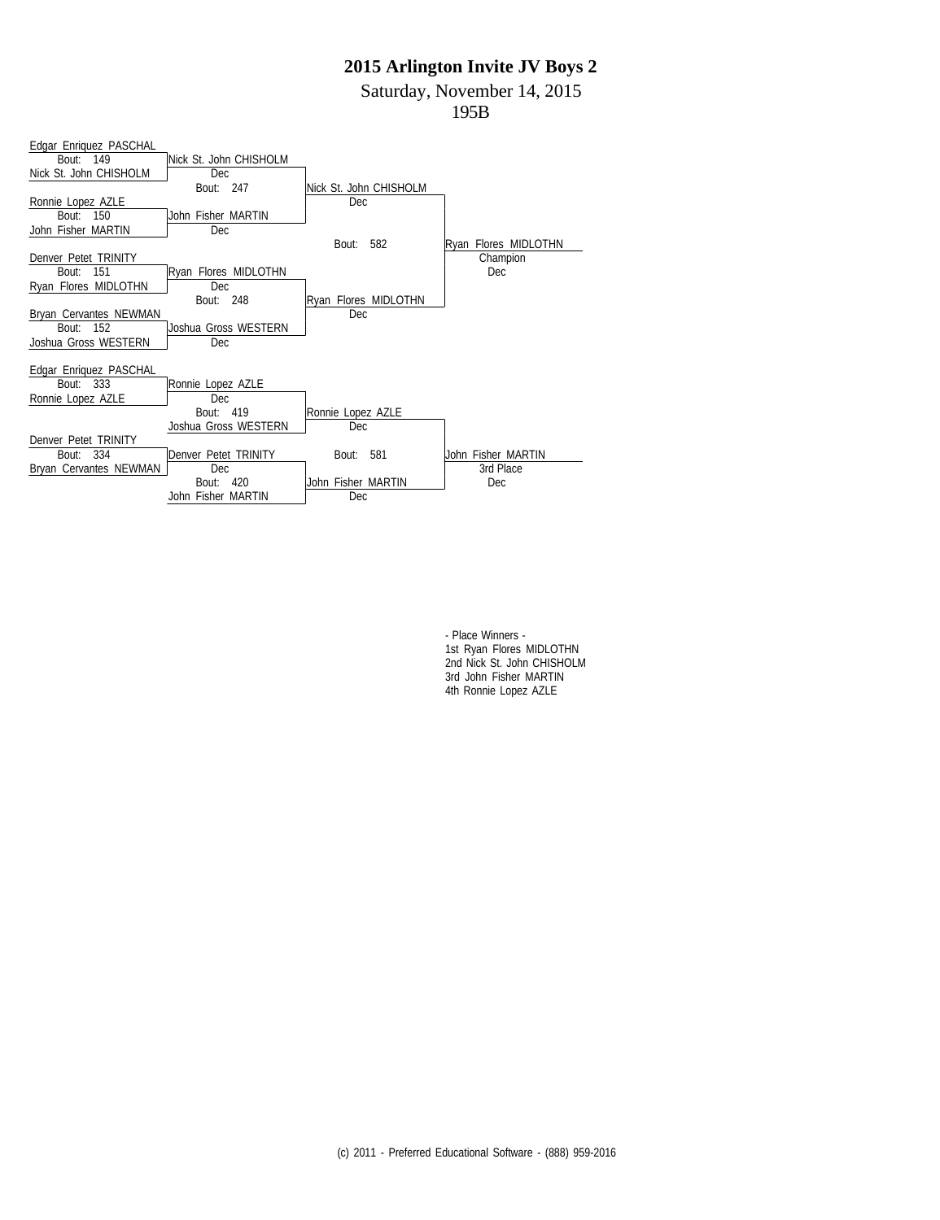# 2015 Arlington Invite JV Boys 2

Saturday, November 14, 2015

195B

**Championship Bracket**

Edgar Enriquez PASCHAL
Bout: 149
Nick St. John CHISHOLM

Nick St. John CHISHOLM
Dec
Bout: 247

Ronnie Lopez AZLE
Bout: 150
John Fisher MARTIN

John Fisher MARTIN
Dec

Nick St. John CHISHOLM
Dec
Bout: 582

Denver Petet TRINITY
Bout: 151
Ryan Flores MIDLOTHN

Ryan Flores MIDLOTHN
Dec
Bout: 248

Bryan Cervantes NEWMAN
Bout: 152
Joshua Gross WESTERN

Joshua Gross WESTERN
Dec

Ryan Flores MIDLOTHN
Dec

Ryan Flores MIDLOTHN
Champion
Dec

**Consolation Bracket**

Edgar Enriquez PASCHAL
Bout: 333
Ronnie Lopez AZLE

Ronnie Lopez AZLE
Dec
Bout: 419
Joshua Gross WESTERN

Ronnie Lopez AZLE
Dec
Bout: 581

Denver Petet TRINITY
Bout: 334
Bryan Cervantes NEWMAN

Denver Petet TRINITY
Dec
Bout: 420
John Fisher MARTIN

John Fisher MARTIN
Dec

John Fisher MARTIN
3rd Place
Dec

- Place Winners -
1st Ryan Flores MIDLOTHN
2nd Nick St. John CHISHOLM
3rd John Fisher MARTIN
4th Ronnie Lopez AZLE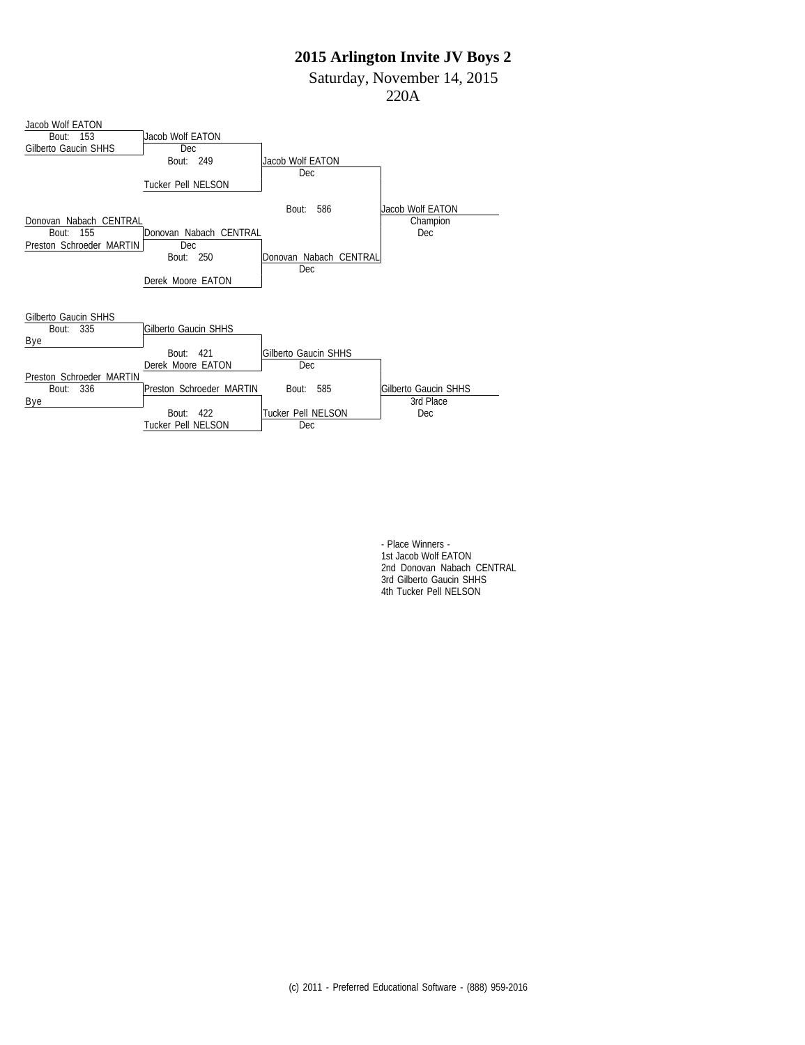# 2015 Arlington Invite JV Boys 2

Saturday, November 14, 2015

220A

Jacob Wolf EATON
Bout: 153
Gilberto Gaucin SHHS

Jacob Wolf EATON
Dec
Bout: 249
Tucker Pell NELSON

Jacob Wolf EATON
Dec

Bout: 586

Jacob Wolf EATON
Champion
Dec

Donovan Nabach CENTRAL
Bout: 155
Preston Schroeder MARTIN

Donovan Nabach CENTRAL
Dec
Bout: 250
Derek Moore EATON

Donovan Nabach CENTRAL
Dec

Gilberto Gaucin SHHS
Bout: 335
Bye

Gilberto Gaucin SHHS

Bout: 421
Derek Moore EATON

Gilberto Gaucin SHHS
Dec

Preston Schroeder MARTIN
Bout: 336
Bye

Preston Schroeder MARTIN

Bout: 422
Tucker Pell NELSON

Bout: 585

Tucker Pell NELSON
Dec

Gilberto Gaucin SHHS
3rd Place
Dec

- Place Winners -
1st Jacob Wolf EATON
2nd Donovan Nabach CENTRAL
3rd Gilberto Gaucin SHHS
4th Tucker Pell NELSON

(c) 2011 - Preferred Educational Software - (888) 959-2016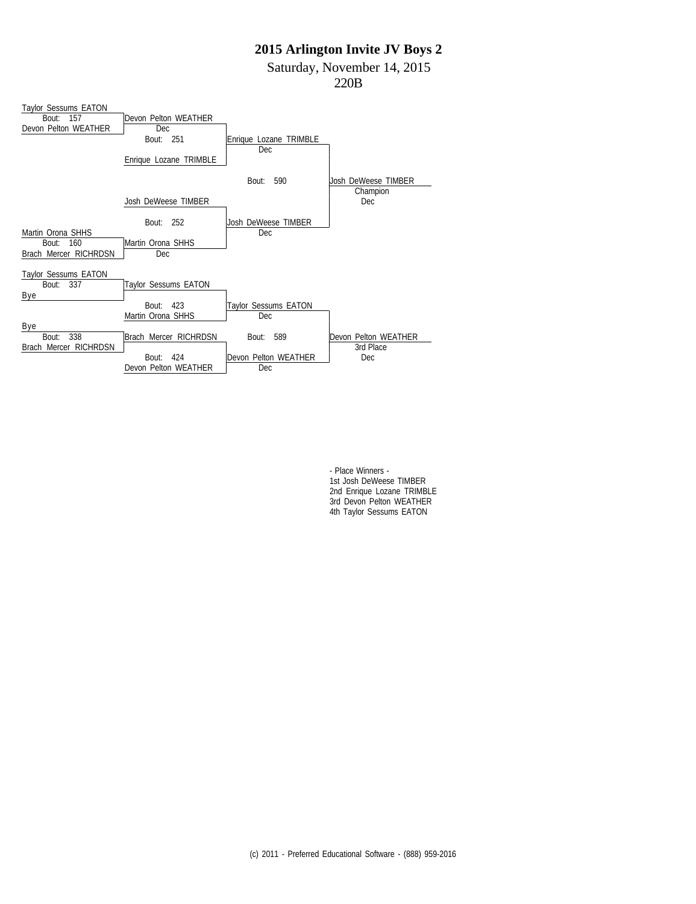# 2015 Arlington Invite JV Boys 2

Saturday, November 14, 2015

220B

Taylor Sessums EATON
Bout: 157
Devon Pelton WEATHER

Devon Pelton WEATHER
Dec
Bout: 251
Enrique Lozane TRIMBLE

Enrique Lozane TRIMBLE
Dec

Bout: 590

Josh DeWeese TIMBER
Champion
Dec

Josh DeWeese TIMBER
Bout: 252

Josh DeWeese TIMBER
Dec

Martin Orona SHHS
Bout: 160
Brach Mercer RICHRDSN

Martin Orona SHHS
Dec

Taylor Sessums EATON
Bout: 337
Bye

Taylor Sessums EATON
Bout: 423
Martin Orona SHHS

Taylor Sessums EATON
Dec

Bye
Bout: 338
Brach Mercer RICHRDSN

Brach Mercer RICHRDSN
Bout: 424
Devon Pelton WEATHER

Bout: 589

Devon Pelton WEATHER
Dec

Devon Pelton WEATHER
3rd Place
Dec

- Place Winners -
1st Josh DeWeese TIMBER
2nd Enrique Lozane TRIMBLE
3rd Devon Pelton WEATHER
4th Taylor Sessums EATON

(c) 2011 - Preferred Educational Software - (888) 959-2016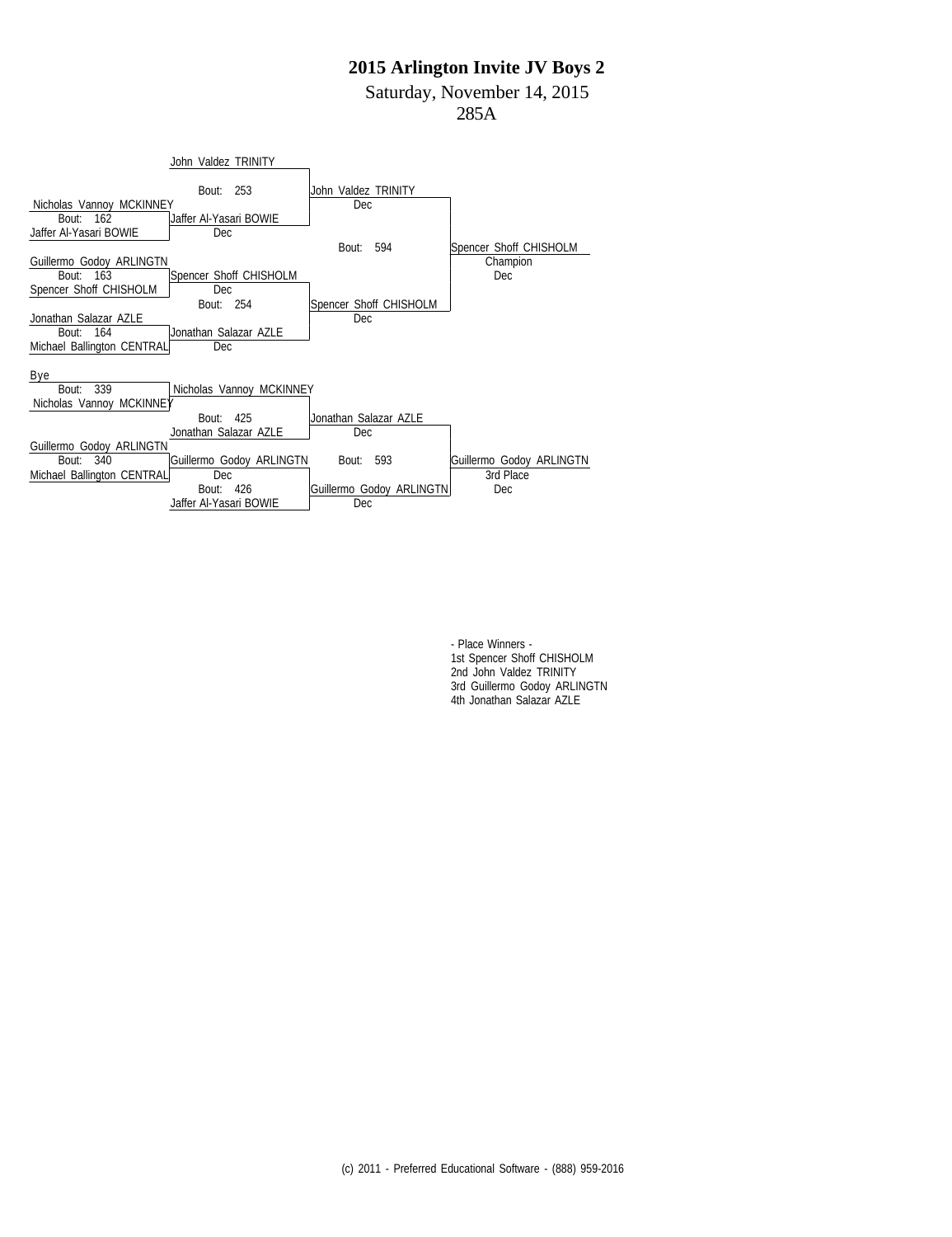# 2015 Arlington Invite JV Boys 2

Saturday, November 14, 2015

285A

John Valdez TRINITY

Bout: 253

John Valdez TRINITY
Dec

Nicholas Vannoy MCKINNEY
Bout: 162
Jaffer Al-Yasari BOWIE

Jaffer Al-Yasari BOWIE
Dec

Bout: 594

Spencer Shoff CHISHOLM
Champion
Dec

Guillermo Godoy ARLINGTN
Bout: 163
Spencer Shoff CHISHOLM

Spencer Shoff CHISHOLM
Dec

Bout: 254

Spencer Shoff CHISHOLM
Dec

Jonathan Salazar AZLE
Bout: 164
Michael Ballington CENTRAL

Jonathan Salazar AZLE
Dec

Bye
Bout: 339
Nicholas Vannoy MCKINNEY

Nicholas Vannoy MCKINNEY

Bout: 425
Jonathan Salazar AZLE

Jonathan Salazar AZLE
Dec

Guillermo Godoy ARLINGTN
Bout: 340
Michael Ballington CENTRAL

Guillermo Godoy ARLINGTN
Dec

Bout: 593

Guillermo Godoy ARLINGTN
3rd Place
Dec

Bout: 426
Jaffer Al-Yasari BOWIE

Guillermo Godoy ARLINGTN
Dec

- Place Winners -
1st Spencer Shoff CHISHOLM
2nd John Valdez TRINITY
3rd Guillermo Godoy ARLINGTN
4th Jonathan Salazar AZLE

(c) 2011 - Preferred Educational Software - (888) 959-2016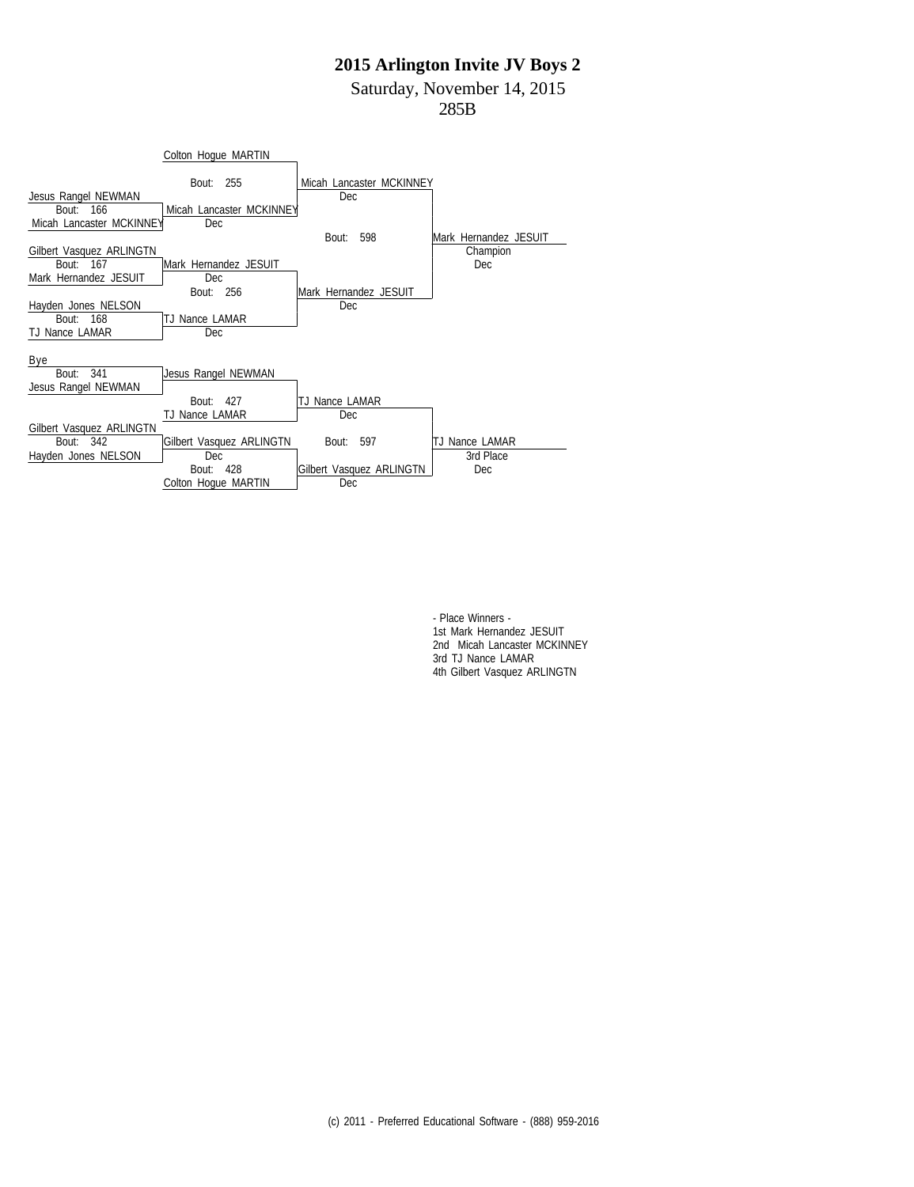# 2015 Arlington Invite JV Boys 2

Saturday, November 14, 2015

285B

Colton Hogue MARTIN

Bout: 255

Micah Lancaster MCKINNEY

Dec

Jesus Rangel NEWMAN

Bout: 166

Micah Lancaster MCKINNEY

Micah Lancaster MCKINNEY

Dec

Bout: 598

Mark Hernandez JESUIT

Champion

Dec

Gilbert Vasquez ARLINGTN

Bout: 167

Mark Hernandez JESUIT

Mark Hernandez JESUIT

Dec

Bout: 256

Mark Hernandez JESUIT

Dec

Hayden Jones NELSON

Bout: 168

TJ Nance LAMAR

TJ Nance LAMAR

Dec

Bye

Bout: 341

Jesus Rangel NEWMAN

Jesus Rangel NEWMAN

Bout: 427

TJ Nance LAMAR

TJ Nance LAMAR

Dec

Gilbert Vasquez ARLINGTN

Bout: 342

Hayden Jones NELSON

Gilbert Vasquez ARLINGTN

Dec

Bout: 597

TJ Nance LAMAR

3rd Place

Dec

Bout: 428

Colton Hogue MARTIN

Gilbert Vasquez ARLINGTN

Dec

- Place Winners -

1st Mark Hernandez JESUIT

2nd Micah Lancaster MCKINNEY

3rd TJ Nance LAMAR

4th Gilbert Vasquez ARLINGTN

(c) 2011 - Preferred Educational Software - (888) 959-2016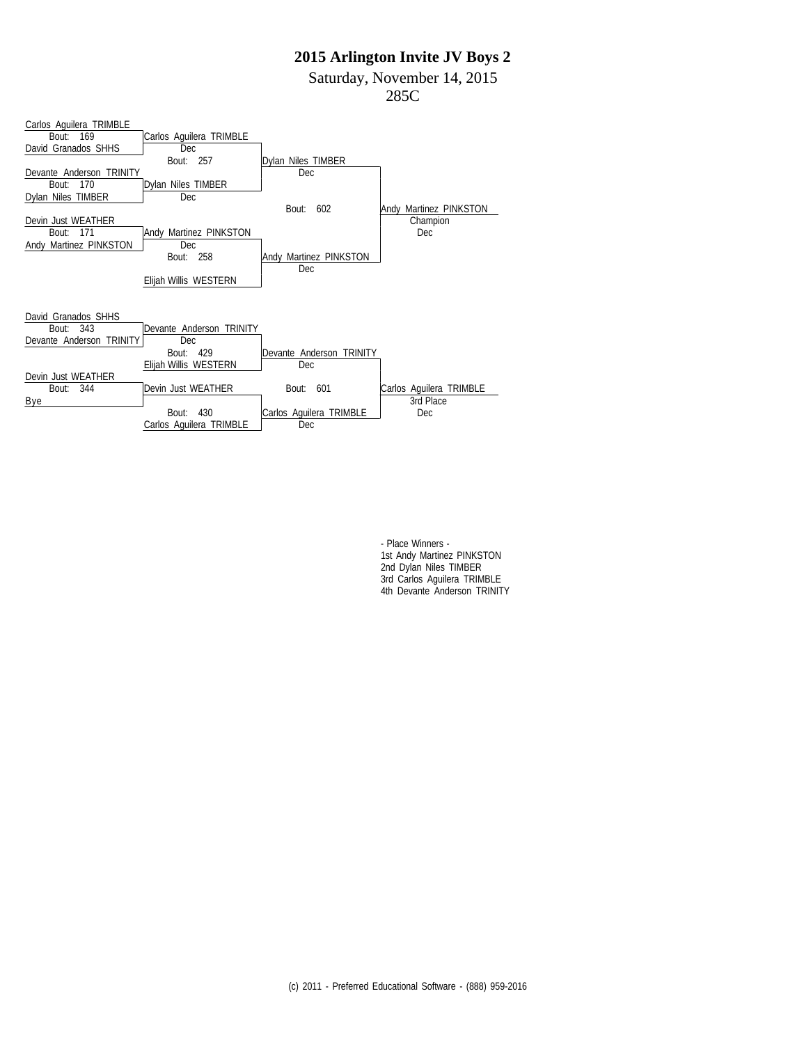# 2015 Arlington Invite JV Boys 2

Saturday, November 14, 2015

285C

Carlos Aguilera TRIMBLE
Bout: 169
David Granados SHHS

Carlos Aguilera TRIMBLE
Dec
Bout: 257

Devante Anderson TRINITY
Bout: 170
Dylan Niles TIMBER

Dylan Niles TIMBER
Dec

Dylan Niles TIMBER
Dec

Bout: 602

Andy Martinez PINKSTON
Champion
Dec

Devin Just WEATHER
Bout: 171
Andy Martinez PINKSTON

Andy Martinez PINKSTON
Dec
Bout: 258

Andy Martinez PINKSTON
Dec

Elijah Willis WESTERN

David Granados SHHS
Bout: 343
Devante Anderson TRINITY

Devante Anderson TRINITY
Dec
Bout: 429
Elijah Willis WESTERN

Devante Anderson TRINITY
Dec

Devin Just WEATHER
Bout: 344
Bye

Devin Just WEATHER

Bout: 601

Carlos Aguilera TRIMBLE
3rd Place
Dec

Bout: 430
Carlos Aguilera TRIMBLE

Carlos Aguilera TRIMBLE
Dec

- Place Winners -
1st Andy Martinez PINKSTON
2nd Dylan Niles TIMBER
3rd Carlos Aguilera TRIMBLE
4th Devante Anderson TRINITY

(c) 2011 - Preferred Educational Software - (888) 959-2016